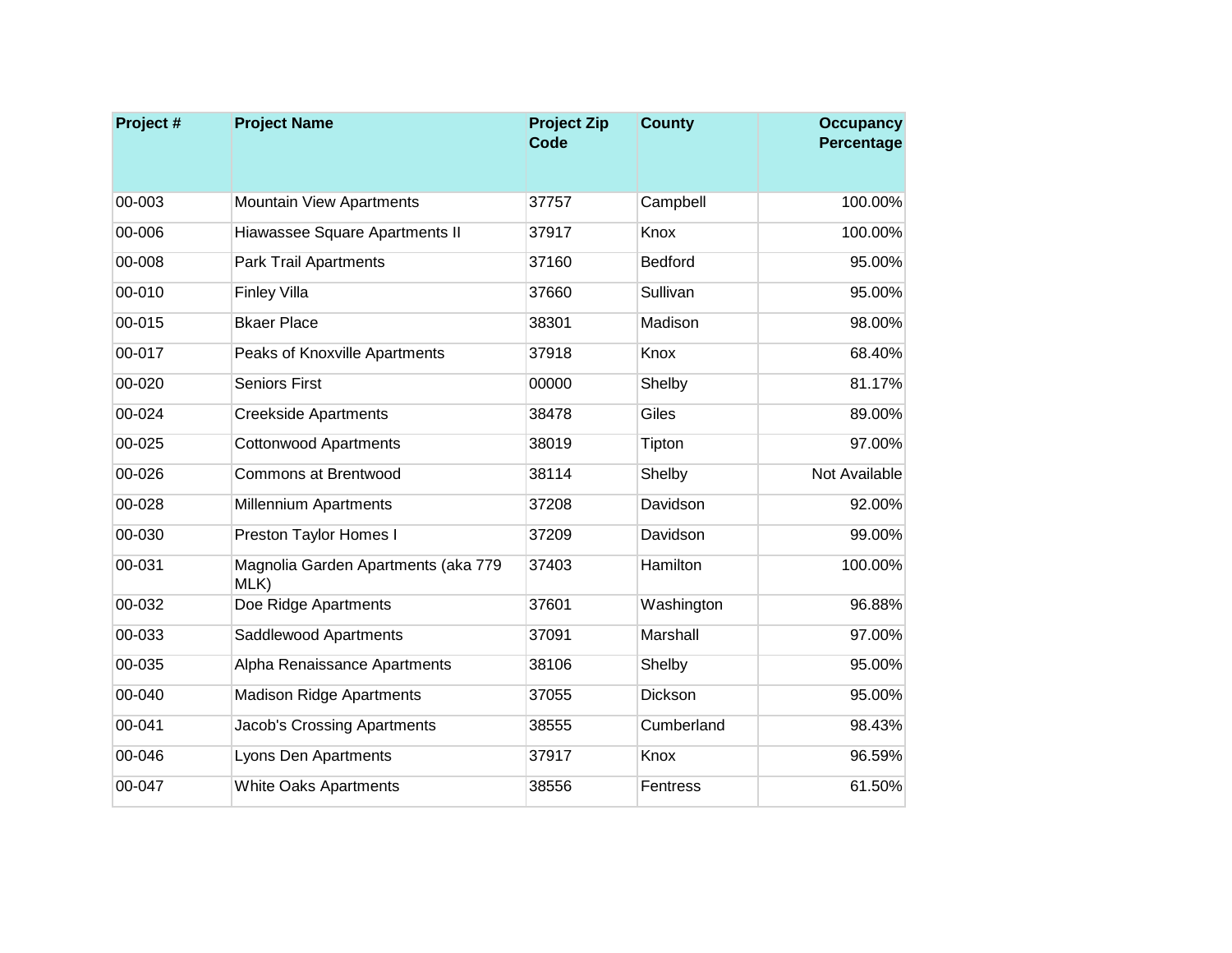| Project # | Project Name | Project Zip Code | County | Occupancy Percentage |
|---|---|---|---|---|
| 00-003 | Mountain View Apartments | 37757 | Campbell | 100.00% |
| 00-006 | Hiawassee Square Apartments II | 37917 | Knox | 100.00% |
| 00-008 | Park Trail Apartments | 37160 | Bedford | 95.00% |
| 00-010 | Finley Villa | 37660 | Sullivan | 95.00% |
| 00-015 | Bkaer Place | 38301 | Madison | 98.00% |
| 00-017 | Peaks of Knoxville Apartments | 37918 | Knox | 68.40% |
| 00-020 | Seniors First | 00000 | Shelby | 81.17% |
| 00-024 | Creekside Apartments | 38478 | Giles | 89.00% |
| 00-025 | Cottonwood Apartments | 38019 | Tipton | 97.00% |
| 00-026 | Commons at Brentwood | 38114 | Shelby | Not Available |
| 00-028 | Millennium Apartments | 37208 | Davidson | 92.00% |
| 00-030 | Preston Taylor Homes I | 37209 | Davidson | 99.00% |
| 00-031 | Magnolia Garden Apartments (aka 779 MLK) | 37403 | Hamilton | 100.00% |
| 00-032 | Doe Ridge Apartments | 37601 | Washington | 96.88% |
| 00-033 | Saddlewood Apartments | 37091 | Marshall | 97.00% |
| 00-035 | Alpha Renaissance Apartments | 38106 | Shelby | 95.00% |
| 00-040 | Madison Ridge Apartments | 37055 | Dickson | 95.00% |
| 00-041 | Jacob's Crossing Apartments | 38555 | Cumberland | 98.43% |
| 00-046 | Lyons Den Apartments | 37917 | Knox | 96.59% |
| 00-047 | White Oaks Apartments | 38556 | Fentress | 61.50% |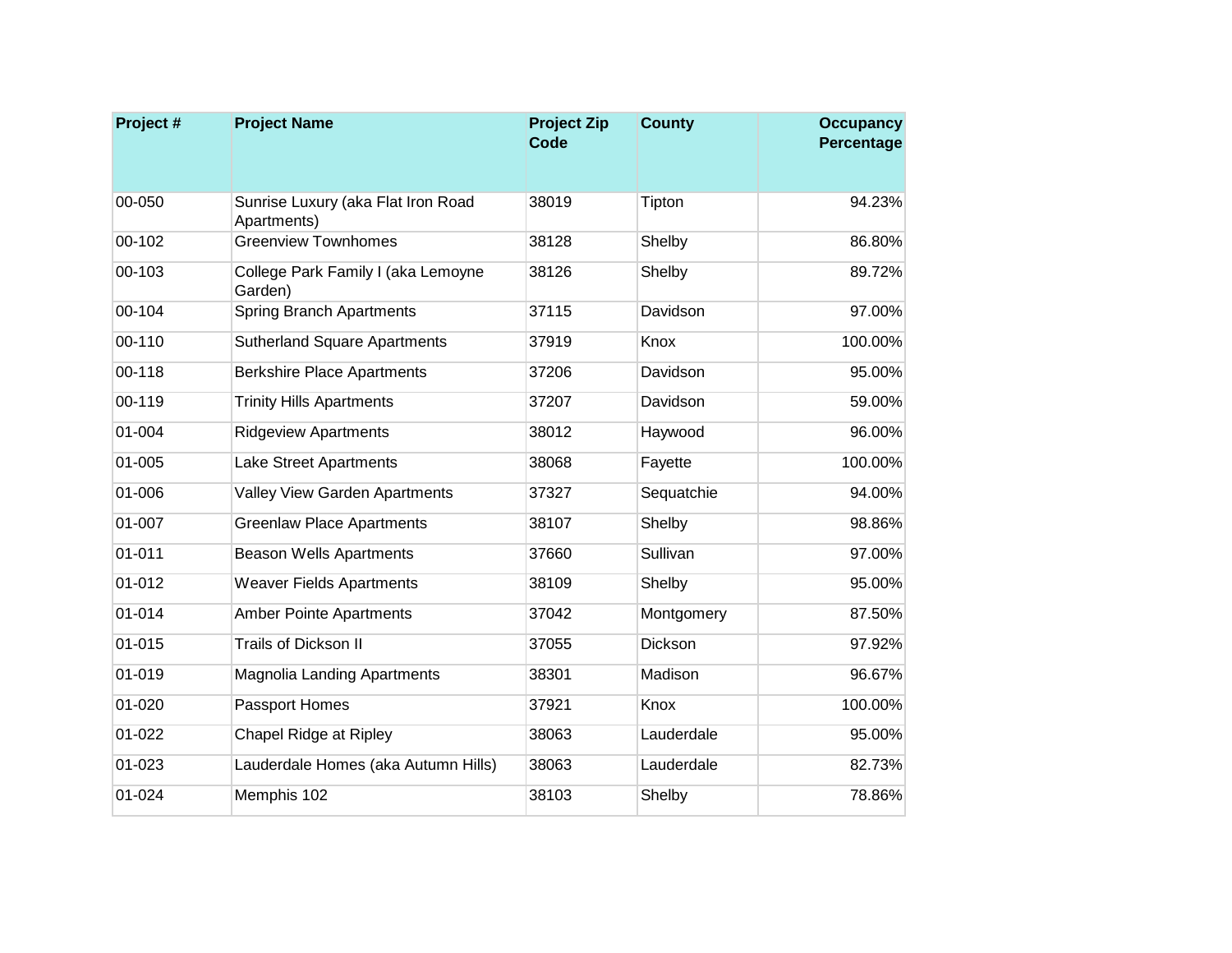| Project # | Project Name | Project Zip Code | County | Occupancy Percentage |
|---|---|---|---|---|
| 00-050 | Sunrise Luxury (aka Flat Iron Road Apartments) | 38019 | Tipton | 94.23% |
| 00-102 | Greenview Townhomes | 38128 | Shelby | 86.80% |
| 00-103 | College Park Family I (aka Lemoyne Garden) | 38126 | Shelby | 89.72% |
| 00-104 | Spring Branch Apartments | 37115 | Davidson | 97.00% |
| 00-110 | Sutherland Square Apartments | 37919 | Knox | 100.00% |
| 00-118 | Berkshire Place Apartments | 37206 | Davidson | 95.00% |
| 00-119 | Trinity Hills Apartments | 37207 | Davidson | 59.00% |
| 01-004 | Ridgeview Apartments | 38012 | Haywood | 96.00% |
| 01-005 | Lake Street Apartments | 38068 | Fayette | 100.00% |
| 01-006 | Valley View Garden Apartments | 37327 | Sequatchie | 94.00% |
| 01-007 | Greenlaw Place Apartments | 38107 | Shelby | 98.86% |
| 01-011 | Beason Wells Apartments | 37660 | Sullivan | 97.00% |
| 01-012 | Weaver Fields Apartments | 38109 | Shelby | 95.00% |
| 01-014 | Amber Pointe Apartments | 37042 | Montgomery | 87.50% |
| 01-015 | Trails of Dickson II | 37055 | Dickson | 97.92% |
| 01-019 | Magnolia Landing Apartments | 38301 | Madison | 96.67% |
| 01-020 | Passport Homes | 37921 | Knox | 100.00% |
| 01-022 | Chapel Ridge at Ripley | 38063 | Lauderdale | 95.00% |
| 01-023 | Lauderdale Homes (aka Autumn Hills) | 38063 | Lauderdale | 82.73% |
| 01-024 | Memphis 102 | 38103 | Shelby | 78.86% |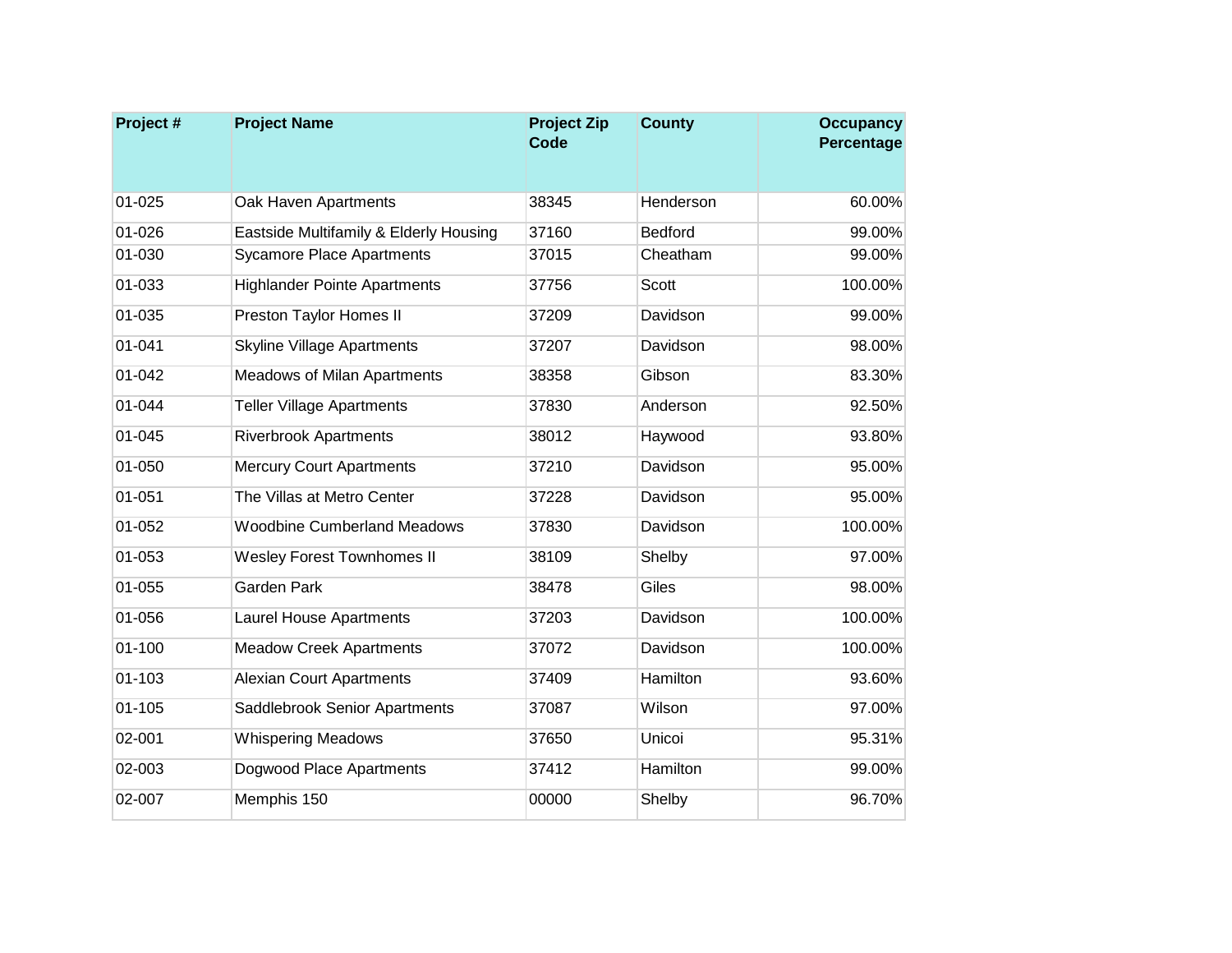| Project # | Project Name | Project Zip Code | County | Occupancy Percentage |
|---|---|---|---|---|
| 01-025 | Oak Haven Apartments | 38345 | Henderson | 60.00% |
| 01-026 | Eastside Multifamily & Elderly Housing | 37160 | Bedford | 99.00% |
| 01-030 | Sycamore Place Apartments | 37015 | Cheatham | 99.00% |
| 01-033 | Highlander Pointe Apartments | 37756 | Scott | 100.00% |
| 01-035 | Preston Taylor Homes II | 37209 | Davidson | 99.00% |
| 01-041 | Skyline Village Apartments | 37207 | Davidson | 98.00% |
| 01-042 | Meadows of Milan Apartments | 38358 | Gibson | 83.30% |
| 01-044 | Teller Village Apartments | 37830 | Anderson | 92.50% |
| 01-045 | Riverbrook Apartments | 38012 | Haywood | 93.80% |
| 01-050 | Mercury Court Apartments | 37210 | Davidson | 95.00% |
| 01-051 | The Villas at Metro Center | 37228 | Davidson | 95.00% |
| 01-052 | Woodbine Cumberland Meadows | 37830 | Davidson | 100.00% |
| 01-053 | Wesley Forest Townhomes II | 38109 | Shelby | 97.00% |
| 01-055 | Garden Park | 38478 | Giles | 98.00% |
| 01-056 | Laurel House Apartments | 37203 | Davidson | 100.00% |
| 01-100 | Meadow Creek Apartments | 37072 | Davidson | 100.00% |
| 01-103 | Alexian Court Apartments | 37409 | Hamilton | 93.60% |
| 01-105 | Saddlebrook Senior Apartments | 37087 | Wilson | 97.00% |
| 02-001 | Whispering Meadows | 37650 | Unicoi | 95.31% |
| 02-003 | Dogwood Place Apartments | 37412 | Hamilton | 99.00% |
| 02-007 | Memphis 150 | 00000 | Shelby | 96.70% |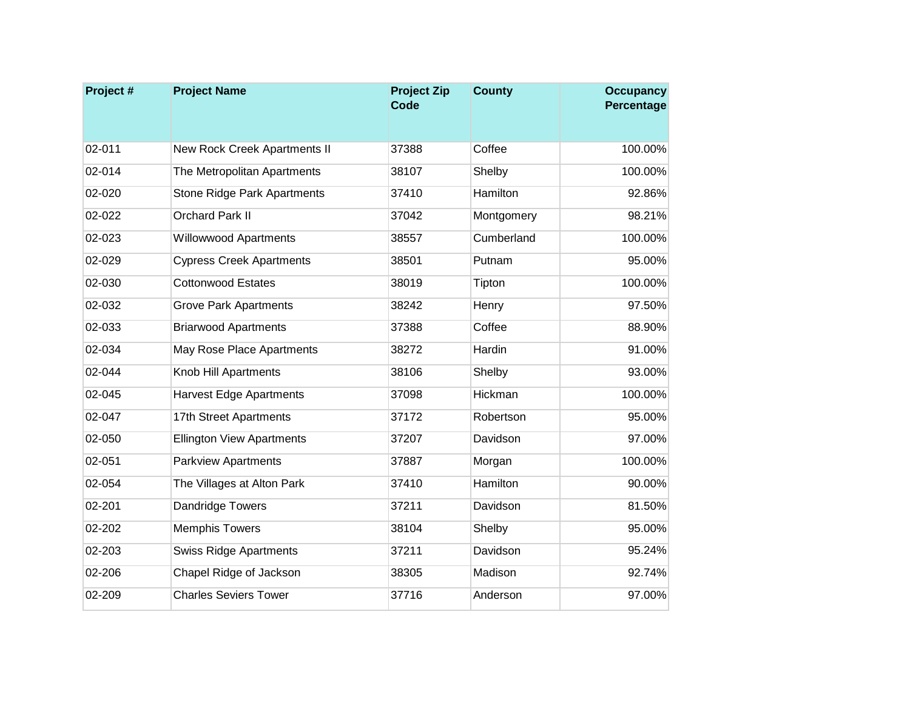| Project # | Project Name | Project Zip Code | County | Occupancy Percentage |
|---|---|---|---|---|
| 02-011 | New Rock Creek Apartments II | 37388 | Coffee | 100.00% |
| 02-014 | The Metropolitan Apartments | 38107 | Shelby | 100.00% |
| 02-020 | Stone Ridge Park Apartments | 37410 | Hamilton | 92.86% |
| 02-022 | Orchard Park II | 37042 | Montgomery | 98.21% |
| 02-023 | Willowwood Apartments | 38557 | Cumberland | 100.00% |
| 02-029 | Cypress Creek Apartments | 38501 | Putnam | 95.00% |
| 02-030 | Cottonwood Estates | 38019 | Tipton | 100.00% |
| 02-032 | Grove Park Apartments | 38242 | Henry | 97.50% |
| 02-033 | Briarwood Apartments | 37388 | Coffee | 88.90% |
| 02-034 | May Rose Place Apartments | 38272 | Hardin | 91.00% |
| 02-044 | Knob Hill Apartments | 38106 | Shelby | 93.00% |
| 02-045 | Harvest Edge Apartments | 37098 | Hickman | 100.00% |
| 02-047 | 17th Street Apartments | 37172 | Robertson | 95.00% |
| 02-050 | Ellington View Apartments | 37207 | Davidson | 97.00% |
| 02-051 | Parkview Apartments | 37887 | Morgan | 100.00% |
| 02-054 | The Villages at Alton Park | 37410 | Hamilton | 90.00% |
| 02-201 | Dandridge Towers | 37211 | Davidson | 81.50% |
| 02-202 | Memphis Towers | 38104 | Shelby | 95.00% |
| 02-203 | Swiss Ridge Apartments | 37211 | Davidson | 95.24% |
| 02-206 | Chapel Ridge of Jackson | 38305 | Madison | 92.74% |
| 02-209 | Charles Seviers Tower | 37716 | Anderson | 97.00% |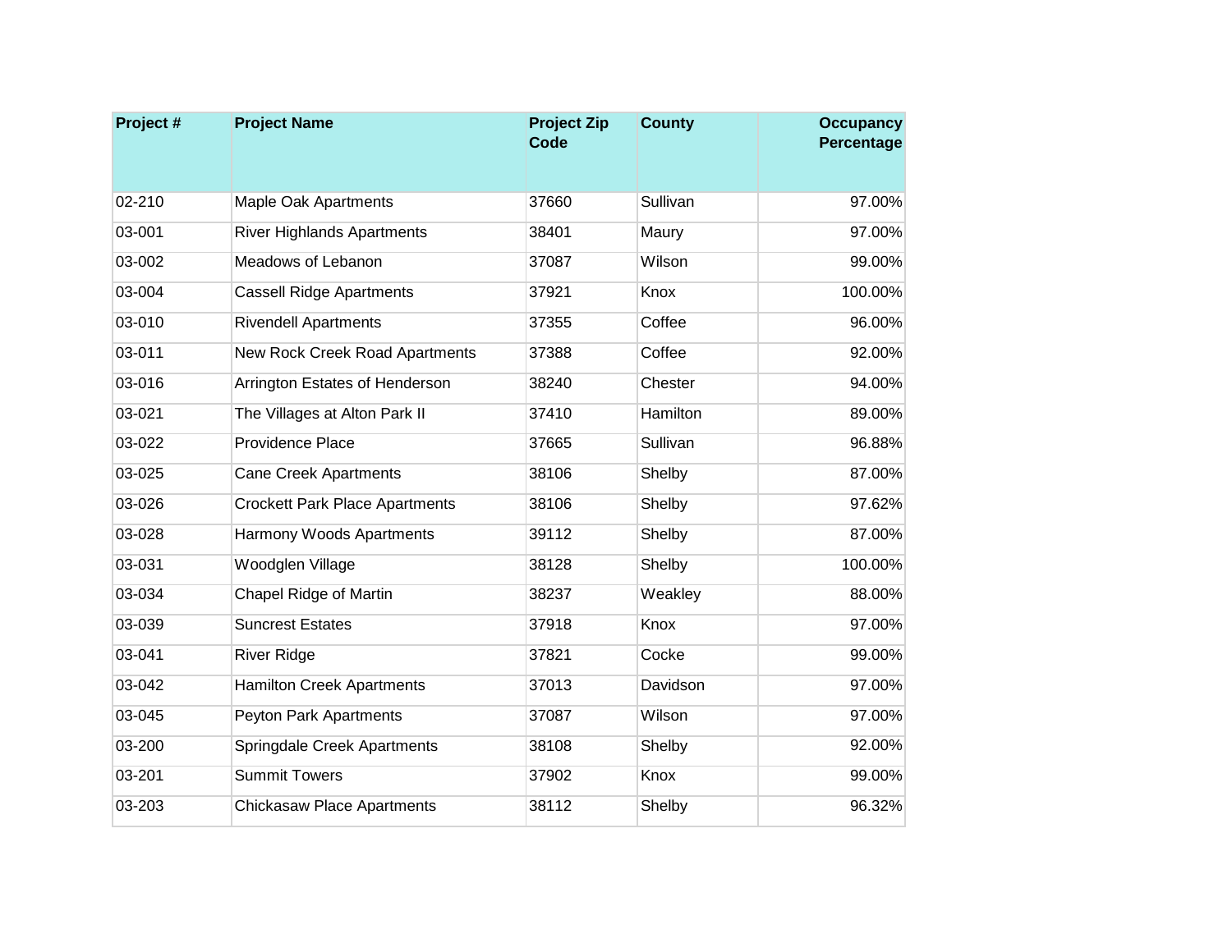| Project # | Project Name | Project Zip Code | County | Occupancy Percentage |
|---|---|---|---|---|
| 02-210 | Maple Oak Apartments | 37660 | Sullivan | 97.00% |
| 03-001 | River Highlands Apartments | 38401 | Maury | 97.00% |
| 03-002 | Meadows of Lebanon | 37087 | Wilson | 99.00% |
| 03-004 | Cassell Ridge Apartments | 37921 | Knox | 100.00% |
| 03-010 | Rivendell Apartments | 37355 | Coffee | 96.00% |
| 03-011 | New Rock Creek Road Apartments | 37388 | Coffee | 92.00% |
| 03-016 | Arrington Estates of Henderson | 38240 | Chester | 94.00% |
| 03-021 | The Villages at Alton Park II | 37410 | Hamilton | 89.00% |
| 03-022 | Providence Place | 37665 | Sullivan | 96.88% |
| 03-025 | Cane Creek Apartments | 38106 | Shelby | 87.00% |
| 03-026 | Crockett Park Place Apartments | 38106 | Shelby | 97.62% |
| 03-028 | Harmony Woods Apartments | 39112 | Shelby | 87.00% |
| 03-031 | Woodglen Village | 38128 | Shelby | 100.00% |
| 03-034 | Chapel Ridge of Martin | 38237 | Weakley | 88.00% |
| 03-039 | Suncrest Estates | 37918 | Knox | 97.00% |
| 03-041 | River Ridge | 37821 | Cocke | 99.00% |
| 03-042 | Hamilton Creek Apartments | 37013 | Davidson | 97.00% |
| 03-045 | Peyton Park Apartments | 37087 | Wilson | 97.00% |
| 03-200 | Springdale Creek Apartments | 38108 | Shelby | 92.00% |
| 03-201 | Summit Towers | 37902 | Knox | 99.00% |
| 03-203 | Chickasaw Place Apartments | 38112 | Shelby | 96.32% |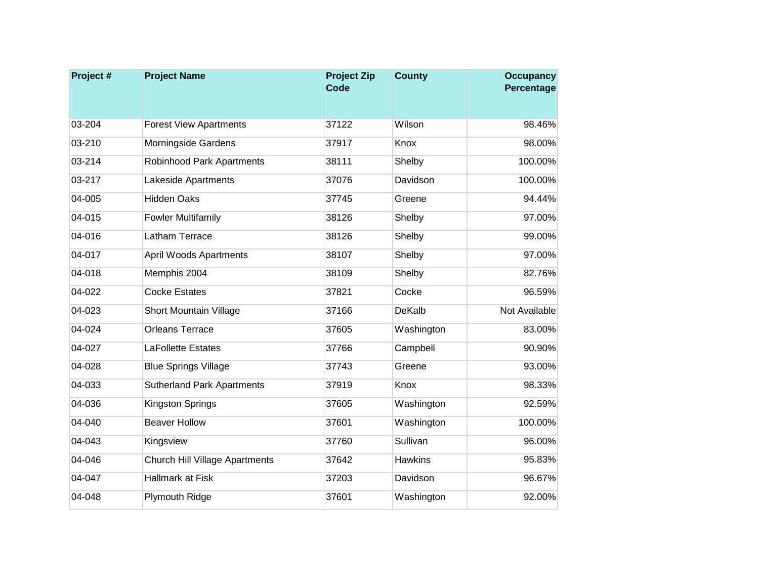| Project # | Project Name | Project Zip Code | County | Occupancy Percentage |
|---|---|---|---|---|
| 03-204 | Forest View Apartments | 37122 | Wilson | 98.46% |
| 03-210 | Morningside Gardens | 37917 | Knox | 98.00% |
| 03-214 | Robinhood Park Apartments | 38111 | Shelby | 100.00% |
| 03-217 | Lakeside Apartments | 37076 | Davidson | 100.00% |
| 04-005 | Hidden Oaks | 37745 | Greene | 94.44% |
| 04-015 | Fowler Multifamily | 38126 | Shelby | 97.00% |
| 04-016 | Latham Terrace | 38126 | Shelby | 99.00% |
| 04-017 | April Woods Apartments | 38107 | Shelby | 97.00% |
| 04-018 | Memphis 2004 | 38109 | Shelby | 82.76% |
| 04-022 | Cocke Estates | 37821 | Cocke | 96.59% |
| 04-023 | Short Mountain Village | 37166 | DeKalb | Not Available |
| 04-024 | Orleans Terrace | 37605 | Washington | 83.00% |
| 04-027 | LaFollette Estates | 37766 | Campbell | 90.90% |
| 04-028 | Blue Springs Village | 37743 | Greene | 93.00% |
| 04-033 | Sutherland Park Apartments | 37919 | Knox | 98.33% |
| 04-036 | Kingston Springs | 37605 | Washington | 92.59% |
| 04-040 | Beaver Hollow | 37601 | Washington | 100.00% |
| 04-043 | Kingsview | 37760 | Sullivan | 96.00% |
| 04-046 | Church Hill Village Apartments | 37642 | Hawkins | 95.83% |
| 04-047 | Hallmark at Fisk | 37203 | Davidson | 96.67% |
| 04-048 | Plymouth Ridge | 37601 | Washington | 92.00% |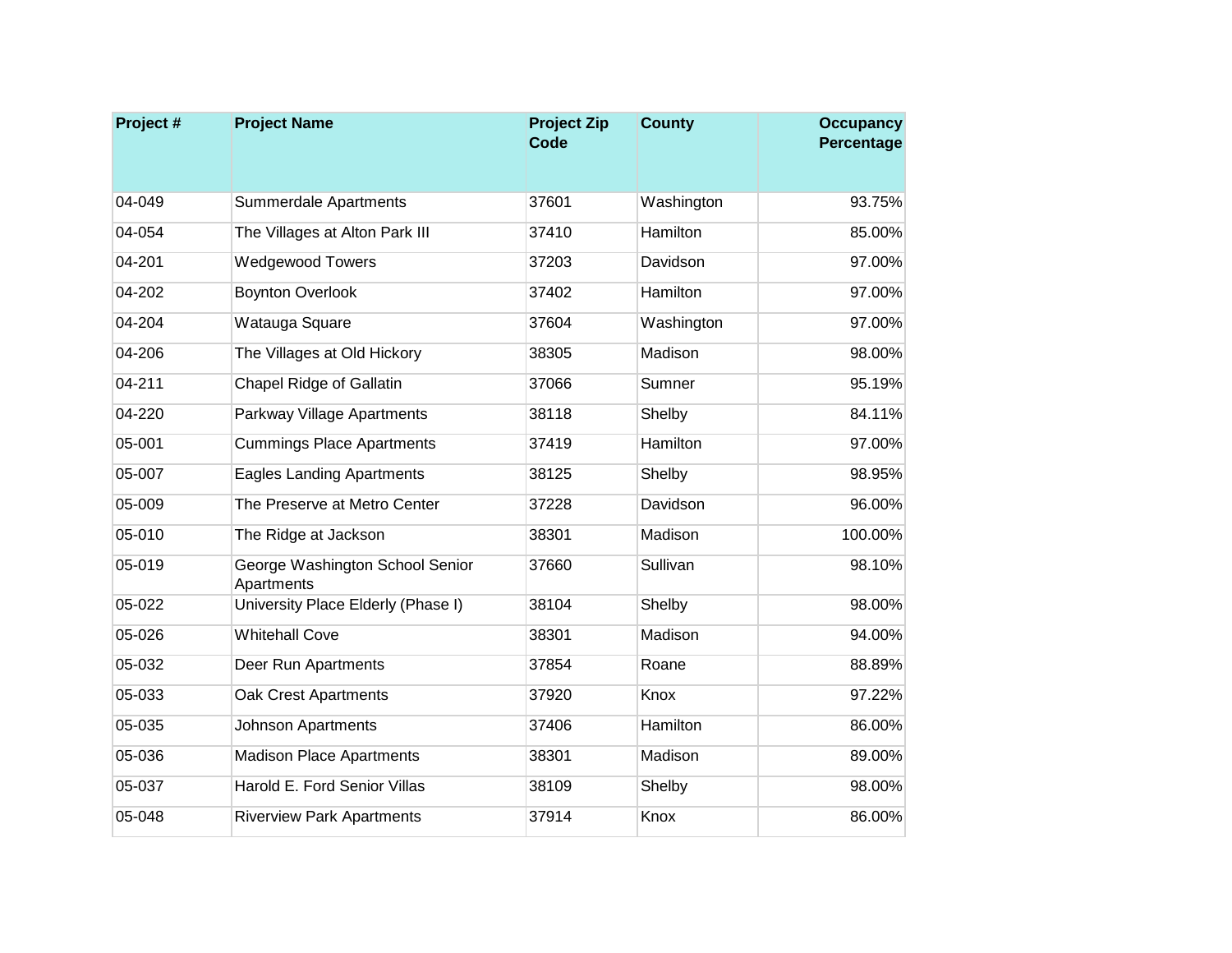| Project # | Project Name | Project Zip Code | County | Occupancy Percentage |
|---|---|---|---|---|
| 04-049 | Summerdale Apartments | 37601 | Washington | 93.75% |
| 04-054 | The Villages at Alton Park III | 37410 | Hamilton | 85.00% |
| 04-201 | Wedgewood Towers | 37203 | Davidson | 97.00% |
| 04-202 | Boynton Overlook | 37402 | Hamilton | 97.00% |
| 04-204 | Watauga Square | 37604 | Washington | 97.00% |
| 04-206 | The Villages at Old Hickory | 38305 | Madison | 98.00% |
| 04-211 | Chapel Ridge of Gallatin | 37066 | Sumner | 95.19% |
| 04-220 | Parkway Village Apartments | 38118 | Shelby | 84.11% |
| 05-001 | Cummings Place Apartments | 37419 | Hamilton | 97.00% |
| 05-007 | Eagles Landing Apartments | 38125 | Shelby | 98.95% |
| 05-009 | The Preserve at Metro Center | 37228 | Davidson | 96.00% |
| 05-010 | The Ridge at Jackson | 38301 | Madison | 100.00% |
| 05-019 | George Washington School Senior Apartments | 37660 | Sullivan | 98.10% |
| 05-022 | University Place Elderly (Phase I) | 38104 | Shelby | 98.00% |
| 05-026 | Whitehall Cove | 38301 | Madison | 94.00% |
| 05-032 | Deer Run Apartments | 37854 | Roane | 88.89% |
| 05-033 | Oak Crest Apartments | 37920 | Knox | 97.22% |
| 05-035 | Johnson Apartments | 37406 | Hamilton | 86.00% |
| 05-036 | Madison Place Apartments | 38301 | Madison | 89.00% |
| 05-037 | Harold E. Ford Senior Villas | 38109 | Shelby | 98.00% |
| 05-048 | Riverview Park Apartments | 37914 | Knox | 86.00% |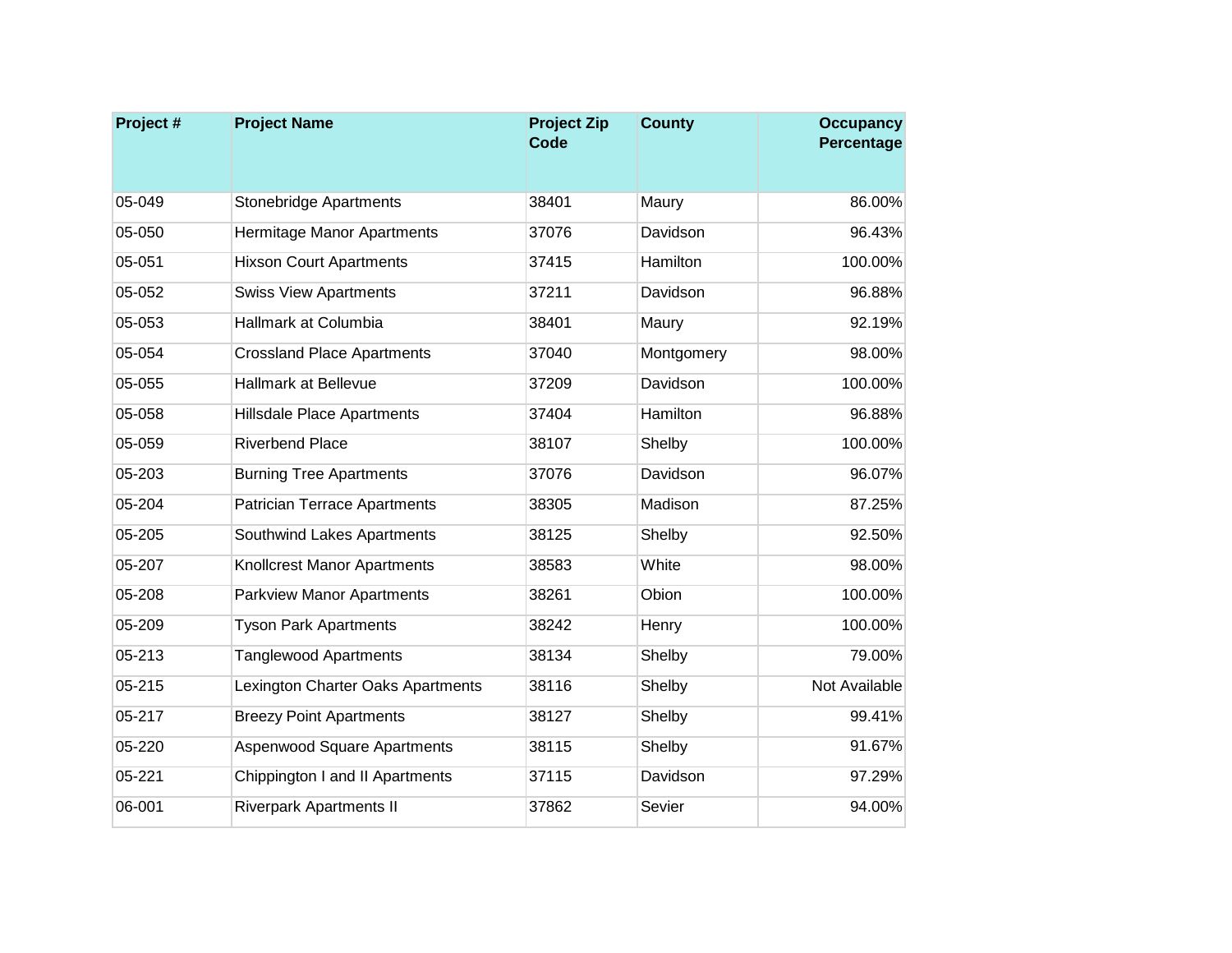| Project # | Project Name | Project Zip Code | County | Occupancy Percentage |
| --- | --- | --- | --- | ---: |
| 05-049 | Stonebridge Apartments | 38401 | Maury | 86.00% |
| 05-050 | Hermitage Manor Apartments | 37076 | Davidson | 96.43% |
| 05-051 | Hixson Court Apartments | 37415 | Hamilton | 100.00% |
| 05-052 | Swiss View Apartments | 37211 | Davidson | 96.88% |
| 05-053 | Hallmark at Columbia | 38401 | Maury | 92.19% |
| 05-054 | Crossland Place Apartments | 37040 | Montgomery | 98.00% |
| 05-055 | Hallmark at Bellevue | 37209 | Davidson | 100.00% |
| 05-058 | Hillsdale Place Apartments | 37404 | Hamilton | 96.88% |
| 05-059 | Riverbend Place | 38107 | Shelby | 100.00% |
| 05-203 | Burning Tree Apartments | 37076 | Davidson | 96.07% |
| 05-204 | Patrician Terrace Apartments | 38305 | Madison | 87.25% |
| 05-205 | Southwind Lakes Apartments | 38125 | Shelby | 92.50% |
| 05-207 | Knollcrest Manor Apartments | 38583 | White | 98.00% |
| 05-208 | Parkview Manor Apartments | 38261 | Obion | 100.00% |
| 05-209 | Tyson Park Apartments | 38242 | Henry | 100.00% |
| 05-213 | Tanglewood Apartments | 38134 | Shelby | 79.00% |
| 05-215 | Lexington Charter Oaks Apartments | 38116 | Shelby | Not Available |
| 05-217 | Breezy Point Apartments | 38127 | Shelby | 99.41% |
| 05-220 | Aspenwood Square Apartments | 38115 | Shelby | 91.67% |
| 05-221 | Chippington I and II Apartments | 37115 | Davidson | 97.29% |
| 06-001 | Riverpark Apartments II | 37862 | Sevier | 94.00% |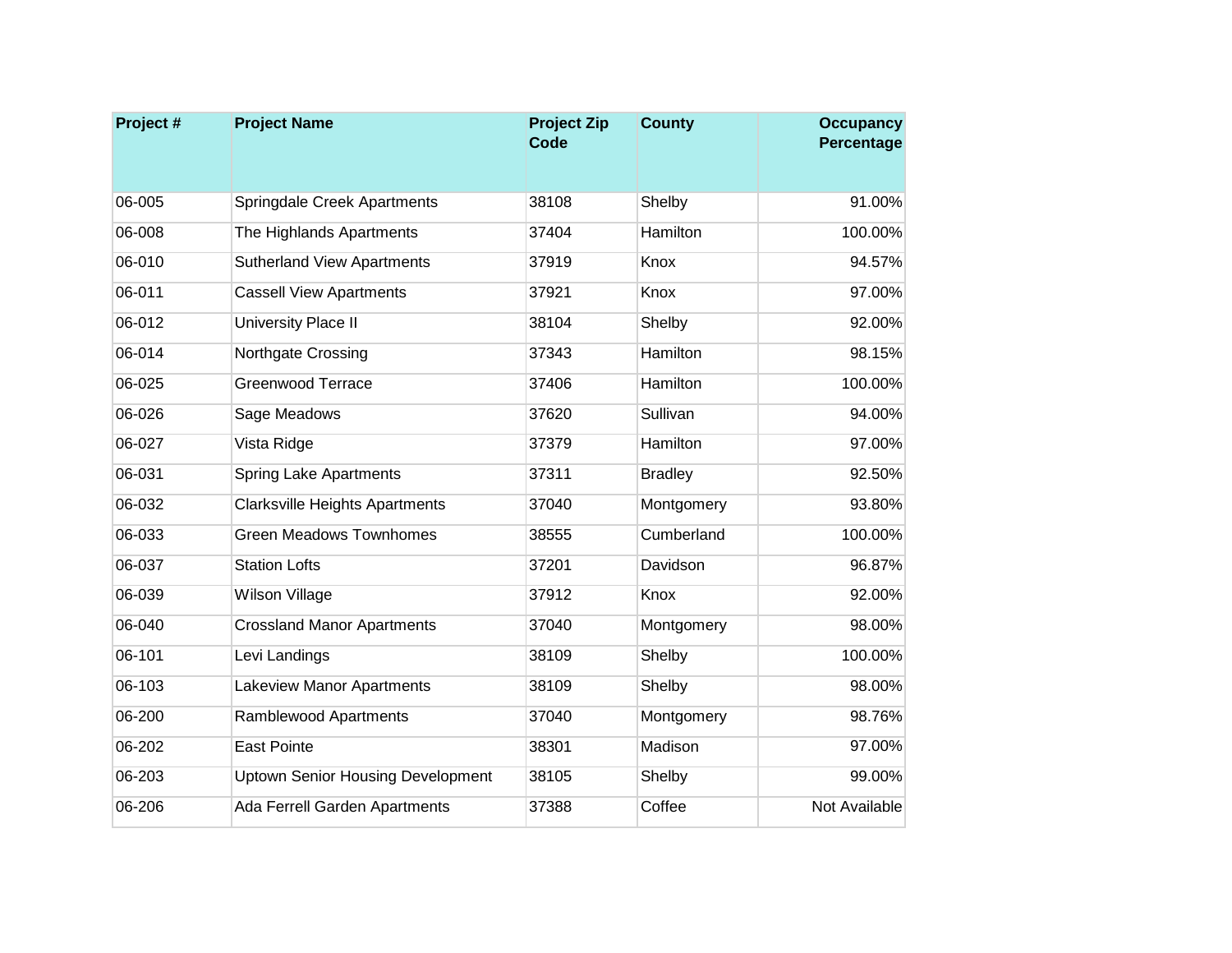| Project # | Project Name | Project Zip Code | County | Occupancy Percentage |
|---|---|---|---|---|
| 06-005 | Springdale Creek Apartments | 38108 | Shelby | 91.00% |
| 06-008 | The Highlands Apartments | 37404 | Hamilton | 100.00% |
| 06-010 | Sutherland View Apartments | 37919 | Knox | 94.57% |
| 06-011 | Cassell View Apartments | 37921 | Knox | 97.00% |
| 06-012 | University Place II | 38104 | Shelby | 92.00% |
| 06-014 | Northgate Crossing | 37343 | Hamilton | 98.15% |
| 06-025 | Greenwood Terrace | 37406 | Hamilton | 100.00% |
| 06-026 | Sage Meadows | 37620 | Sullivan | 94.00% |
| 06-027 | Vista Ridge | 37379 | Hamilton | 97.00% |
| 06-031 | Spring Lake Apartments | 37311 | Bradley | 92.50% |
| 06-032 | Clarksville Heights Apartments | 37040 | Montgomery | 93.80% |
| 06-033 | Green Meadows Townhomes | 38555 | Cumberland | 100.00% |
| 06-037 | Station Lofts | 37201 | Davidson | 96.87% |
| 06-039 | Wilson Village | 37912 | Knox | 92.00% |
| 06-040 | Crossland Manor Apartments | 37040 | Montgomery | 98.00% |
| 06-101 | Levi Landings | 38109 | Shelby | 100.00% |
| 06-103 | Lakeview Manor Apartments | 38109 | Shelby | 98.00% |
| 06-200 | Ramblewood Apartments | 37040 | Montgomery | 98.76% |
| 06-202 | East Pointe | 38301 | Madison | 97.00% |
| 06-203 | Uptown Senior Housing Development | 38105 | Shelby | 99.00% |
| 06-206 | Ada Ferrell Garden Apartments | 37388 | Coffee | Not Available |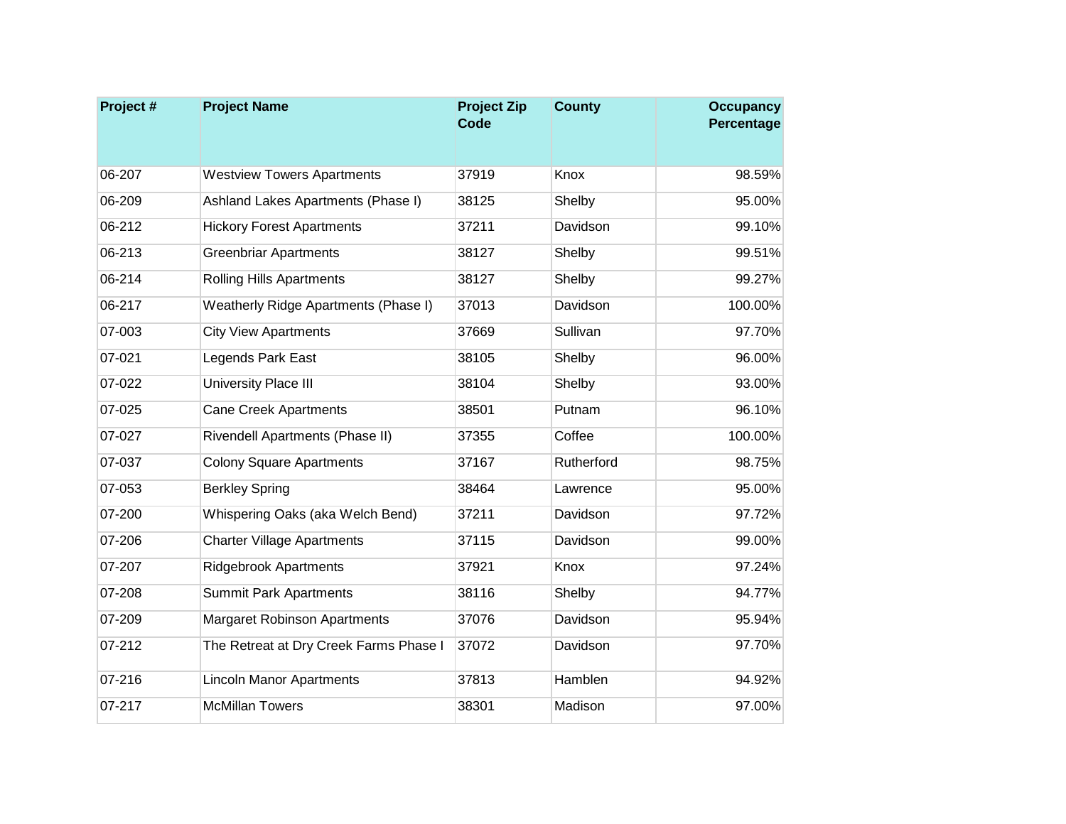| Project # | Project Name | Project Zip Code | County | Occupancy Percentage |
|---|---|---|---|---|
| 06-207 | Westview Towers Apartments | 37919 | Knox | 98.59% |
| 06-209 | Ashland Lakes Apartments (Phase I) | 38125 | Shelby | 95.00% |
| 06-212 | Hickory Forest Apartments | 37211 | Davidson | 99.10% |
| 06-213 | Greenbriar Apartments | 38127 | Shelby | 99.51% |
| 06-214 | Rolling Hills Apartments | 38127 | Shelby | 99.27% |
| 06-217 | Weatherly Ridge Apartments (Phase I) | 37013 | Davidson | 100.00% |
| 07-003 | City View Apartments | 37669 | Sullivan | 97.70% |
| 07-021 | Legends Park East | 38105 | Shelby | 96.00% |
| 07-022 | University Place III | 38104 | Shelby | 93.00% |
| 07-025 | Cane Creek Apartments | 38501 | Putnam | 96.10% |
| 07-027 | Rivendell Apartments (Phase II) | 37355 | Coffee | 100.00% |
| 07-037 | Colony Square Apartments | 37167 | Rutherford | 98.75% |
| 07-053 | Berkley Spring | 38464 | Lawrence | 95.00% |
| 07-200 | Whispering Oaks (aka Welch Bend) | 37211 | Davidson | 97.72% |
| 07-206 | Charter Village Apartments | 37115 | Davidson | 99.00% |
| 07-207 | Ridgebrook Apartments | 37921 | Knox | 97.24% |
| 07-208 | Summit Park Apartments | 38116 | Shelby | 94.77% |
| 07-209 | Margaret Robinson Apartments | 37076 | Davidson | 95.94% |
| 07-212 | The Retreat at Dry Creek Farms Phase I | 37072 | Davidson | 97.70% |
| 07-216 | Lincoln Manor Apartments | 37813 | Hamblen | 94.92% |
| 07-217 | McMillan Towers | 38301 | Madison | 97.00% |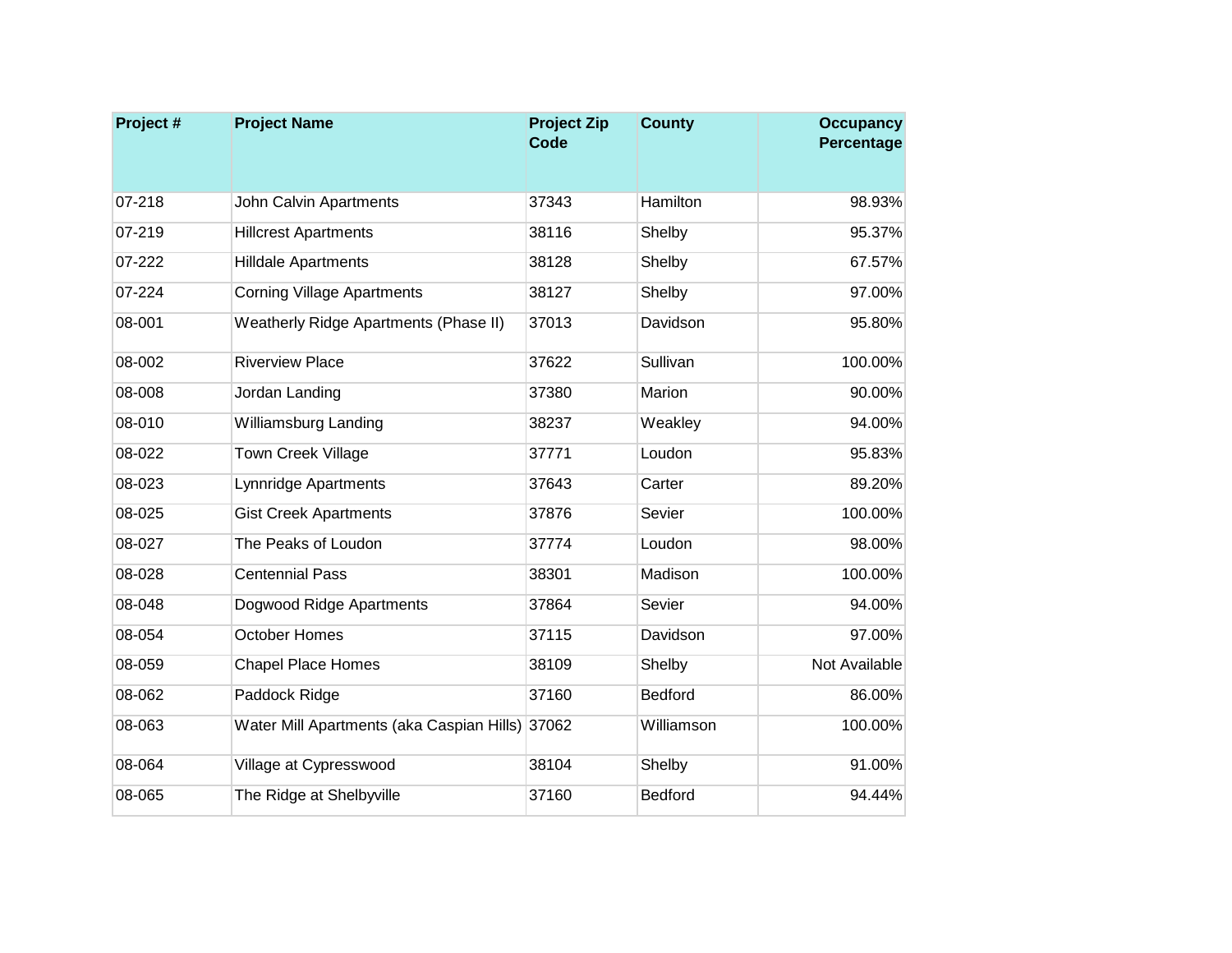| Project # | Project Name | Project Zip Code | County | Occupancy Percentage |
| --- | --- | --- | --- | --- |
| 07-218 | John Calvin Apartments | 37343 | Hamilton | 98.93% |
| 07-219 | Hillcrest Apartments | 38116 | Shelby | 95.37% |
| 07-222 | Hilldale Apartments | 38128 | Shelby | 67.57% |
| 07-224 | Corning Village Apartments | 38127 | Shelby | 97.00% |
| 08-001 | Weatherly Ridge Apartments (Phase II) | 37013 | Davidson | 95.80% |
| 08-002 | Riverview Place | 37622 | Sullivan | 100.00% |
| 08-008 | Jordan Landing | 37380 | Marion | 90.00% |
| 08-010 | Williamsburg Landing | 38237 | Weakley | 94.00% |
| 08-022 | Town Creek Village | 37771 | Loudon | 95.83% |
| 08-023 | Lynnridge Apartments | 37643 | Carter | 89.20% |
| 08-025 | Gist Creek Apartments | 37876 | Sevier | 100.00% |
| 08-027 | The Peaks of Loudon | 37774 | Loudon | 98.00% |
| 08-028 | Centennial Pass | 38301 | Madison | 100.00% |
| 08-048 | Dogwood Ridge Apartments | 37864 | Sevier | 94.00% |
| 08-054 | October Homes | 37115 | Davidson | 97.00% |
| 08-059 | Chapel Place Homes | 38109 | Shelby | Not Available |
| 08-062 | Paddock Ridge | 37160 | Bedford | 86.00% |
| 08-063 | Water Mill Apartments (aka Caspian Hills) | 37062 | Williamson | 100.00% |
| 08-064 | Village at Cypresswood | 38104 | Shelby | 91.00% |
| 08-065 | The Ridge at Shelbyville | 37160 | Bedford | 94.44% |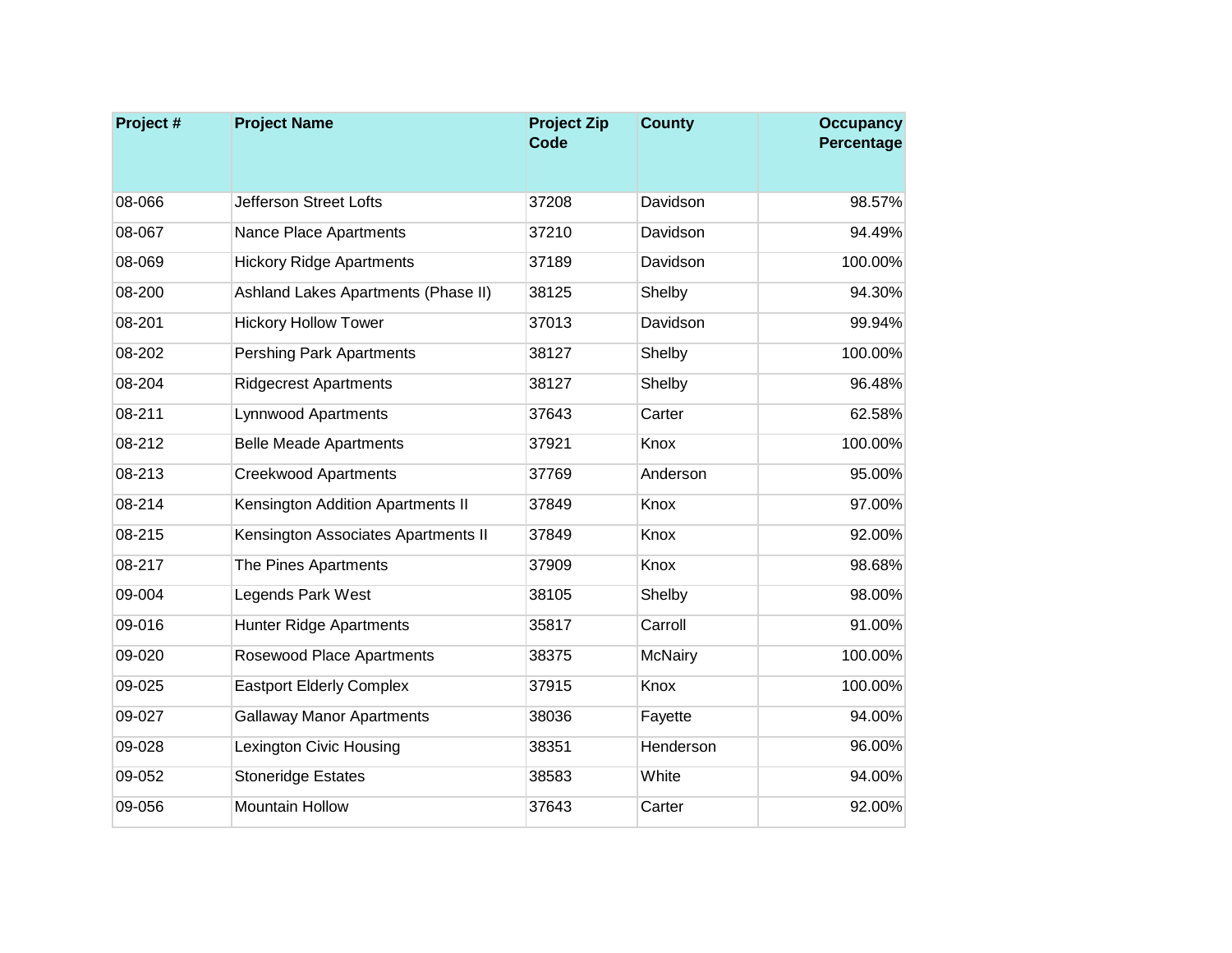| Project # | Project Name | Project Zip Code | County | Occupancy Percentage |
|---|---|---|---|---|
| 08-066 | Jefferson Street Lofts | 37208 | Davidson | 98.57% |
| 08-067 | Nance Place Apartments | 37210 | Davidson | 94.49% |
| 08-069 | Hickory Ridge Apartments | 37189 | Davidson | 100.00% |
| 08-200 | Ashland Lakes Apartments (Phase II) | 38125 | Shelby | 94.30% |
| 08-201 | Hickory Hollow Tower | 37013 | Davidson | 99.94% |
| 08-202 | Pershing Park Apartments | 38127 | Shelby | 100.00% |
| 08-204 | Ridgecrest Apartments | 38127 | Shelby | 96.48% |
| 08-211 | Lynnwood Apartments | 37643 | Carter | 62.58% |
| 08-212 | Belle Meade Apartments | 37921 | Knox | 100.00% |
| 08-213 | Creekwood Apartments | 37769 | Anderson | 95.00% |
| 08-214 | Kensington Addition Apartments II | 37849 | Knox | 97.00% |
| 08-215 | Kensington Associates Apartments II | 37849 | Knox | 92.00% |
| 08-217 | The Pines Apartments | 37909 | Knox | 98.68% |
| 09-004 | Legends Park West | 38105 | Shelby | 98.00% |
| 09-016 | Hunter Ridge Apartments | 35817 | Carroll | 91.00% |
| 09-020 | Rosewood Place Apartments | 38375 | McNairy | 100.00% |
| 09-025 | Eastport Elderly Complex | 37915 | Knox | 100.00% |
| 09-027 | Gallaway Manor Apartments | 38036 | Fayette | 94.00% |
| 09-028 | Lexington Civic Housing | 38351 | Henderson | 96.00% |
| 09-052 | Stoneridge Estates | 38583 | White | 94.00% |
| 09-056 | Mountain Hollow | 37643 | Carter | 92.00% |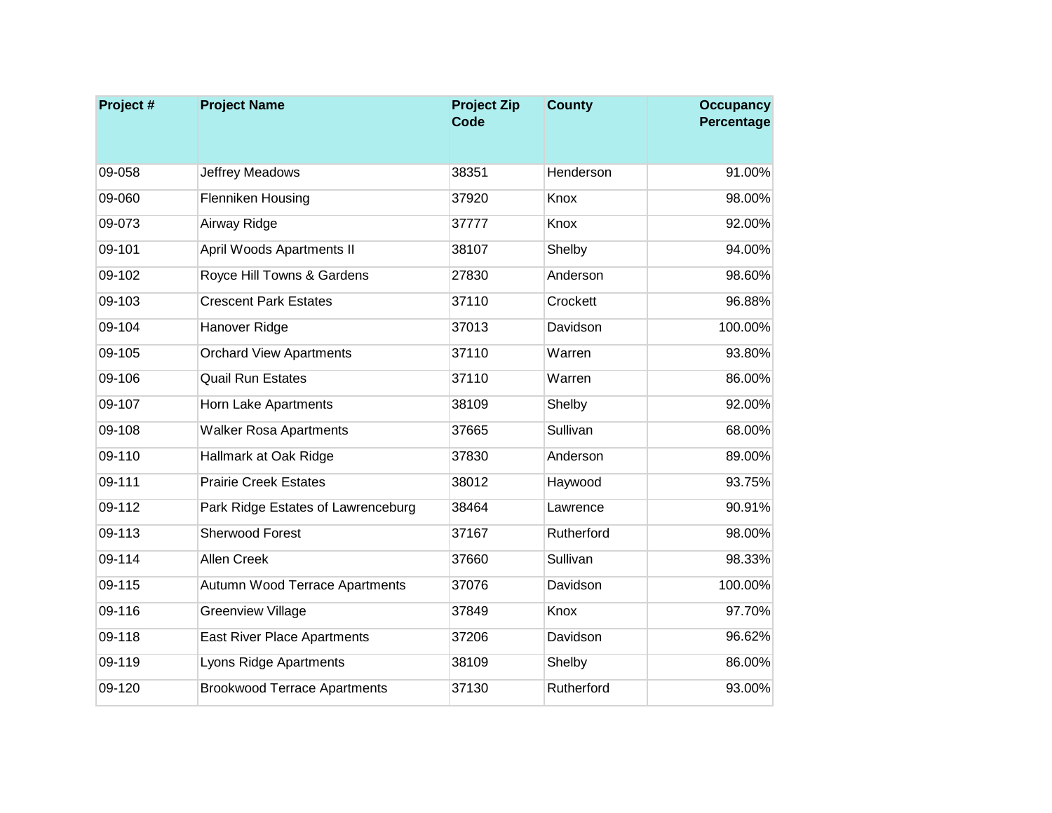| Project # | Project Name | Project Zip Code | County | Occupancy Percentage |
|---|---|---|---|---|
| 09-058 | Jeffrey Meadows | 38351 | Henderson | 91.00% |
| 09-060 | Flenniken Housing | 37920 | Knox | 98.00% |
| 09-073 | Airway Ridge | 37777 | Knox | 92.00% |
| 09-101 | April Woods Apartments II | 38107 | Shelby | 94.00% |
| 09-102 | Royce Hill Towns & Gardens | 27830 | Anderson | 98.60% |
| 09-103 | Crescent Park Estates | 37110 | Crockett | 96.88% |
| 09-104 | Hanover Ridge | 37013 | Davidson | 100.00% |
| 09-105 | Orchard View Apartments | 37110 | Warren | 93.80% |
| 09-106 | Quail Run Estates | 37110 | Warren | 86.00% |
| 09-107 | Horn Lake Apartments | 38109 | Shelby | 92.00% |
| 09-108 | Walker Rosa Apartments | 37665 | Sullivan | 68.00% |
| 09-110 | Hallmark at Oak Ridge | 37830 | Anderson | 89.00% |
| 09-111 | Prairie Creek Estates | 38012 | Haywood | 93.75% |
| 09-112 | Park Ridge Estates of Lawrenceburg | 38464 | Lawrence | 90.91% |
| 09-113 | Sherwood Forest | 37167 | Rutherford | 98.00% |
| 09-114 | Allen Creek | 37660 | Sullivan | 98.33% |
| 09-115 | Autumn Wood Terrace Apartments | 37076 | Davidson | 100.00% |
| 09-116 | Greenview Village | 37849 | Knox | 97.70% |
| 09-118 | East River Place Apartments | 37206 | Davidson | 96.62% |
| 09-119 | Lyons Ridge Apartments | 38109 | Shelby | 86.00% |
| 09-120 | Brookwood Terrace Apartments | 37130 | Rutherford | 93.00% |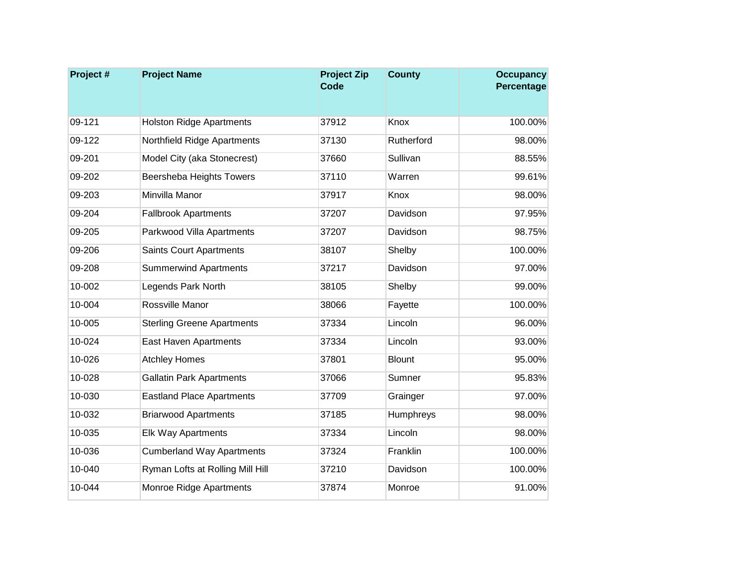| Project # | Project Name | Project Zip Code | County | Occupancy Percentage |
| --- | --- | --- | --- | --- |
| 09-121 | Holston Ridge Apartments | 37912 | Knox | 100.00% |
| 09-122 | Northfield Ridge Apartments | 37130 | Rutherford | 98.00% |
| 09-201 | Model City (aka Stonecrest) | 37660 | Sullivan | 88.55% |
| 09-202 | Beersheba Heights Towers | 37110 | Warren | 99.61% |
| 09-203 | Minvilla Manor | 37917 | Knox | 98.00% |
| 09-204 | Fallbrook Apartments | 37207 | Davidson | 97.95% |
| 09-205 | Parkwood Villa Apartments | 37207 | Davidson | 98.75% |
| 09-206 | Saints Court Apartments | 38107 | Shelby | 100.00% |
| 09-208 | Summerwind Apartments | 37217 | Davidson | 97.00% |
| 10-002 | Legends Park North | 38105 | Shelby | 99.00% |
| 10-004 | Rossville Manor | 38066 | Fayette | 100.00% |
| 10-005 | Sterling Greene Apartments | 37334 | Lincoln | 96.00% |
| 10-024 | East Haven Apartments | 37334 | Lincoln | 93.00% |
| 10-026 | Atchley Homes | 37801 | Blount | 95.00% |
| 10-028 | Gallatin Park Apartments | 37066 | Sumner | 95.83% |
| 10-030 | Eastland Place Apartments | 37709 | Grainger | 97.00% |
| 10-032 | Briarwood Apartments | 37185 | Humphreys | 98.00% |
| 10-035 | Elk Way Apartments | 37334 | Lincoln | 98.00% |
| 10-036 | Cumberland Way Apartments | 37324 | Franklin | 100.00% |
| 10-040 | Ryman Lofts at Rolling Mill Hill | 37210 | Davidson | 100.00% |
| 10-044 | Monroe Ridge Apartments | 37874 | Monroe | 91.00% |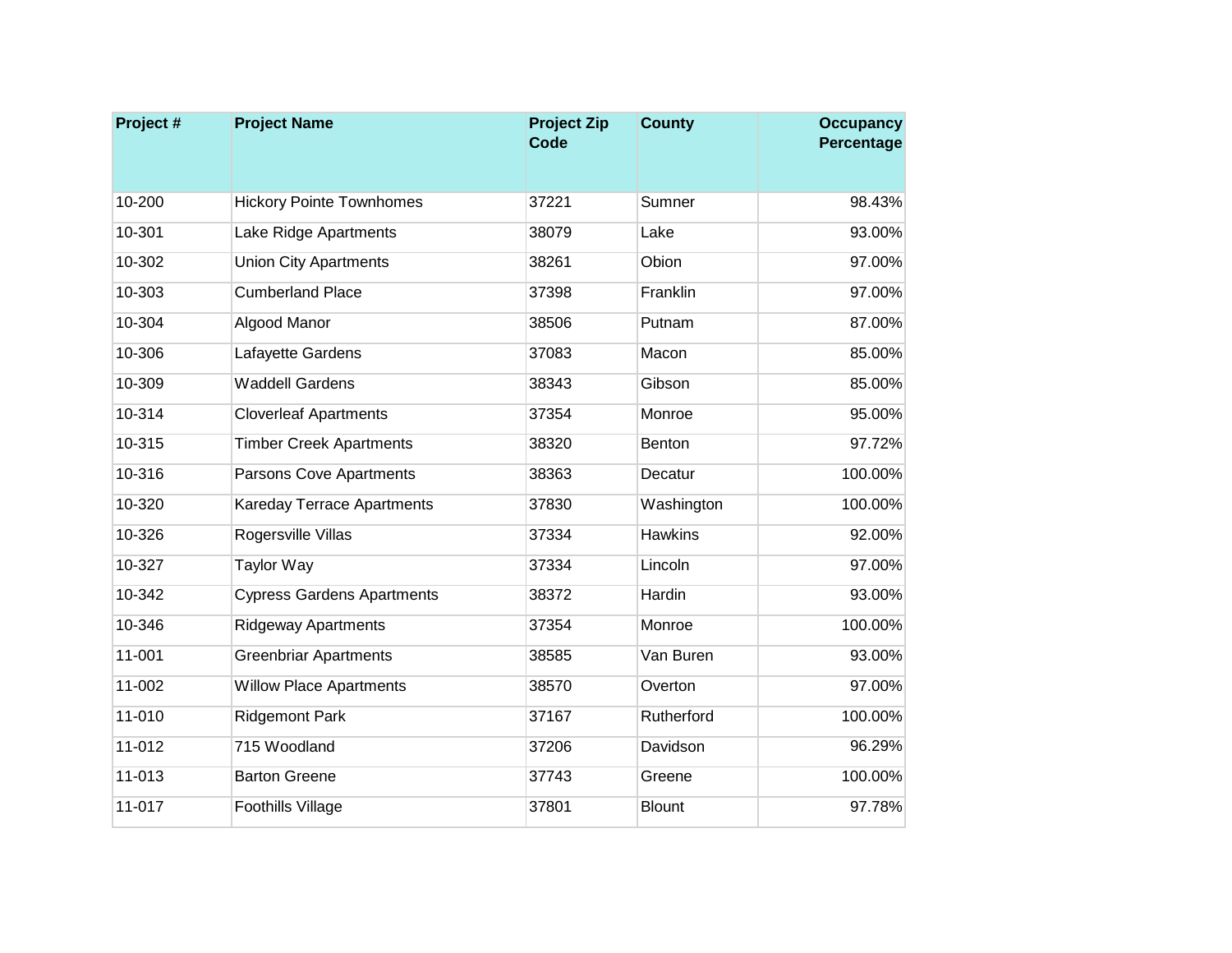| Project # | Project Name | Project Zip Code | County | Occupancy Percentage |
|---|---|---|---|---|
| 10-200 | Hickory Pointe Townhomes | 37221 | Sumner | 98.43% |
| 10-301 | Lake Ridge Apartments | 38079 | Lake | 93.00% |
| 10-302 | Union City Apartments | 38261 | Obion | 97.00% |
| 10-303 | Cumberland Place | 37398 | Franklin | 97.00% |
| 10-304 | Algood Manor | 38506 | Putnam | 87.00% |
| 10-306 | Lafayette Gardens | 37083 | Macon | 85.00% |
| 10-309 | Waddell Gardens | 38343 | Gibson | 85.00% |
| 10-314 | Cloverleaf Apartments | 37354 | Monroe | 95.00% |
| 10-315 | Timber Creek Apartments | 38320 | Benton | 97.72% |
| 10-316 | Parsons Cove Apartments | 38363 | Decatur | 100.00% |
| 10-320 | Kareday Terrace Apartments | 37830 | Washington | 100.00% |
| 10-326 | Rogersville Villas | 37334 | Hawkins | 92.00% |
| 10-327 | Taylor Way | 37334 | Lincoln | 97.00% |
| 10-342 | Cypress Gardens Apartments | 38372 | Hardin | 93.00% |
| 10-346 | Ridgeway Apartments | 37354 | Monroe | 100.00% |
| 11-001 | Greenbriar Apartments | 38585 | Van Buren | 93.00% |
| 11-002 | Willow Place Apartments | 38570 | Overton | 97.00% |
| 11-010 | Ridgemont Park | 37167 | Rutherford | 100.00% |
| 11-012 | 715 Woodland | 37206 | Davidson | 96.29% |
| 11-013 | Barton Greene | 37743 | Greene | 100.00% |
| 11-017 | Foothills Village | 37801 | Blount | 97.78% |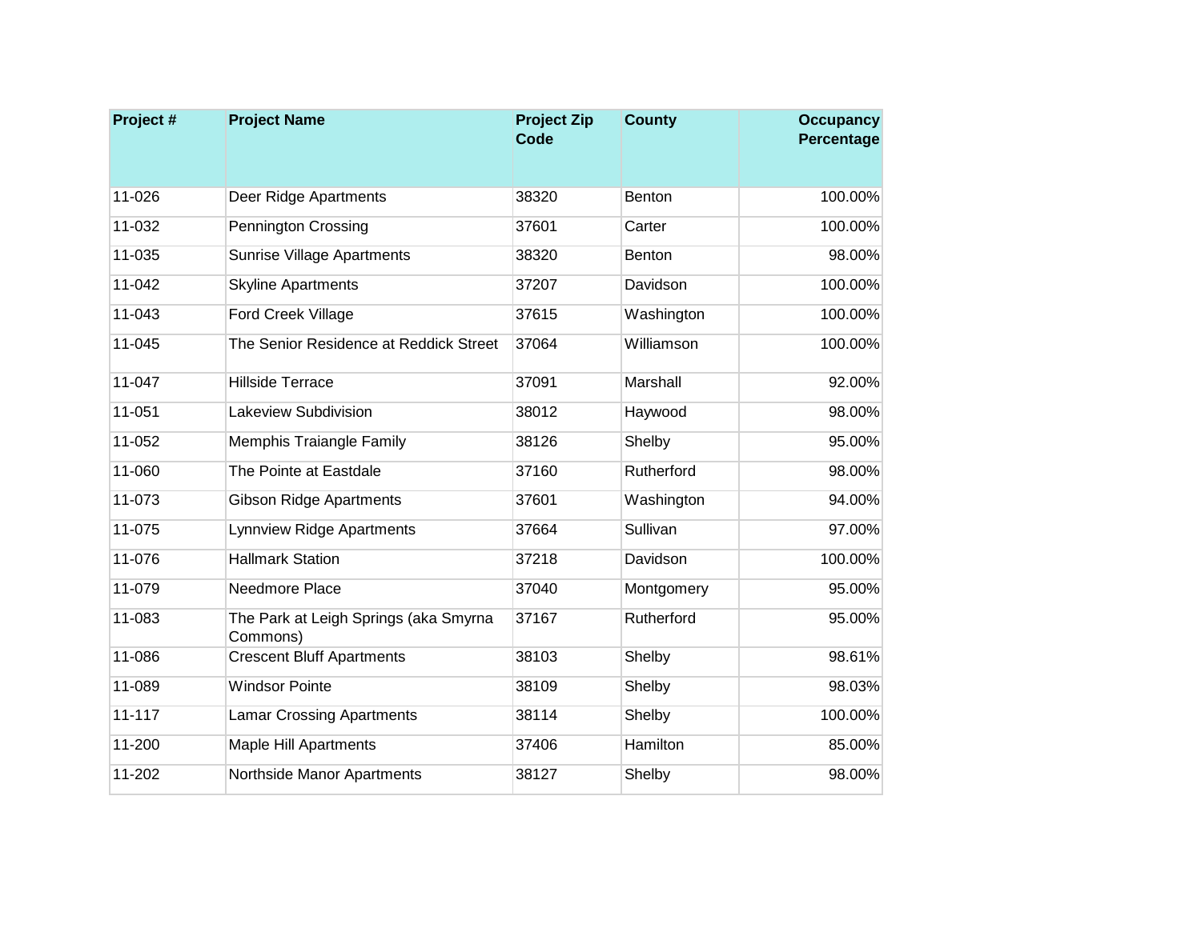| Project # | Project Name | Project Zip Code | County | Occupancy Percentage |
|---|---|---|---|---|
| 11-026 | Deer Ridge Apartments | 38320 | Benton | 100.00% |
| 11-032 | Pennington Crossing | 37601 | Carter | 100.00% |
| 11-035 | Sunrise Village Apartments | 38320 | Benton | 98.00% |
| 11-042 | Skyline Apartments | 37207 | Davidson | 100.00% |
| 11-043 | Ford Creek Village | 37615 | Washington | 100.00% |
| 11-045 | The Senior Residence at Reddick Street | 37064 | Williamson | 100.00% |
| 11-047 | Hillside Terrace | 37091 | Marshall | 92.00% |
| 11-051 | Lakeview Subdivision | 38012 | Haywood | 98.00% |
| 11-052 | Memphis Traiangle Family | 38126 | Shelby | 95.00% |
| 11-060 | The Pointe at Eastdale | 37160 | Rutherford | 98.00% |
| 11-073 | Gibson Ridge Apartments | 37601 | Washington | 94.00% |
| 11-075 | Lynnview Ridge Apartments | 37664 | Sullivan | 97.00% |
| 11-076 | Hallmark Station | 37218 | Davidson | 100.00% |
| 11-079 | Needmore Place | 37040 | Montgomery | 95.00% |
| 11-083 | The Park at Leigh Springs (aka Smyrna Commons) | 37167 | Rutherford | 95.00% |
| 11-086 | Crescent Bluff Apartments | 38103 | Shelby | 98.61% |
| 11-089 | Windsor Pointe | 38109 | Shelby | 98.03% |
| 11-117 | Lamar Crossing Apartments | 38114 | Shelby | 100.00% |
| 11-200 | Maple Hill Apartments | 37406 | Hamilton | 85.00% |
| 11-202 | Northside Manor Apartments | 38127 | Shelby | 98.00% |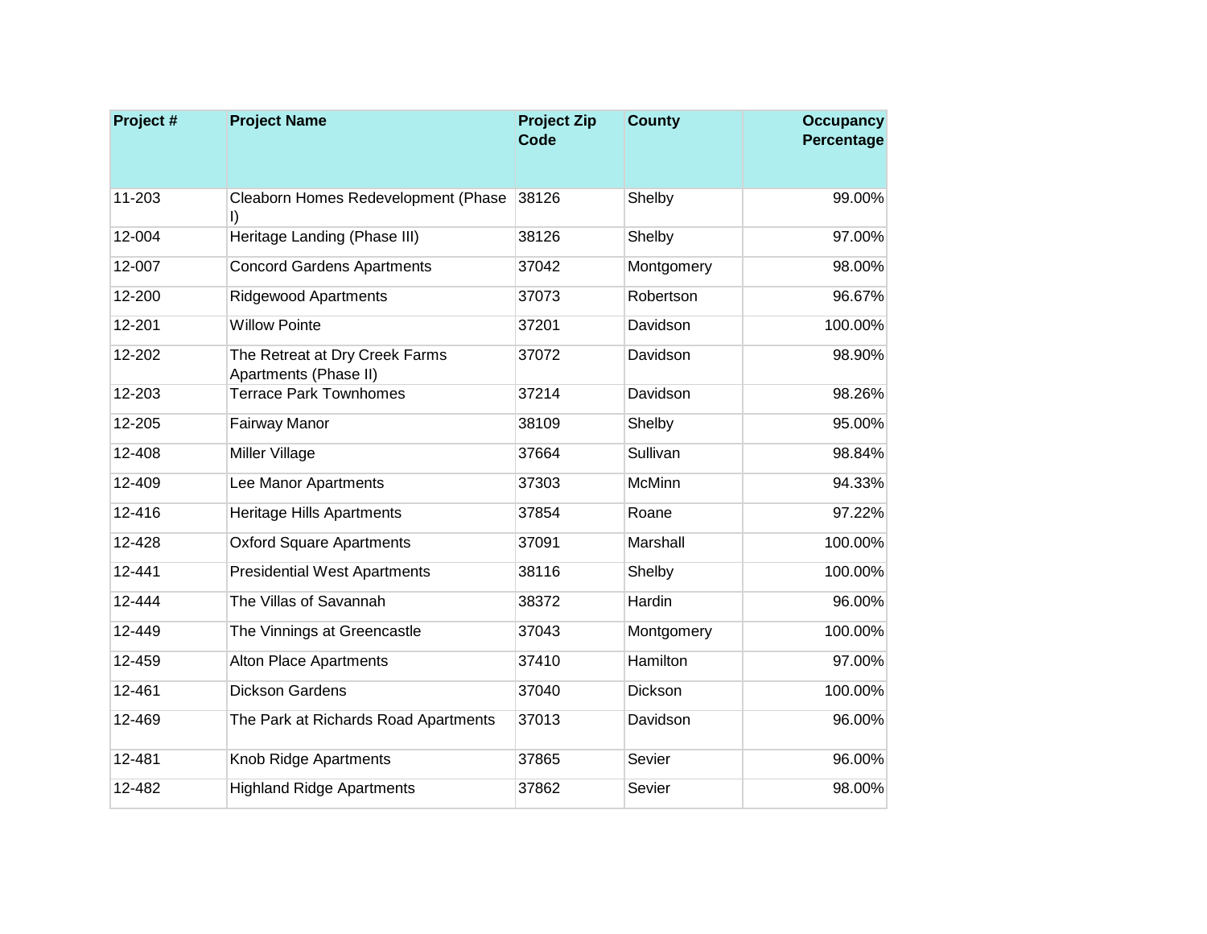| Project # | Project Name | Project Zip Code | County | Occupancy Percentage |
|---|---|---|---|---|
| 11-203 | Cleaborn Homes Redevelopment (Phase I) | 38126 | Shelby | 99.00% |
| 12-004 | Heritage Landing (Phase III) | 38126 | Shelby | 97.00% |
| 12-007 | Concord Gardens Apartments | 37042 | Montgomery | 98.00% |
| 12-200 | Ridgewood Apartments | 37073 | Robertson | 96.67% |
| 12-201 | Willow Pointe | 37201 | Davidson | 100.00% |
| 12-202 | The Retreat at Dry Creek Farms Apartments (Phase II) | 37072 | Davidson | 98.90% |
| 12-203 | Terrace Park Townhomes | 37214 | Davidson | 98.26% |
| 12-205 | Fairway Manor | 38109 | Shelby | 95.00% |
| 12-408 | Miller Village | 37664 | Sullivan | 98.84% |
| 12-409 | Lee Manor Apartments | 37303 | McMinn | 94.33% |
| 12-416 | Heritage Hills Apartments | 37854 | Roane | 97.22% |
| 12-428 | Oxford Square Apartments | 37091 | Marshall | 100.00% |
| 12-441 | Presidential West Apartments | 38116 | Shelby | 100.00% |
| 12-444 | The Villas of Savannah | 38372 | Hardin | 96.00% |
| 12-449 | The Vinnings at Greencastle | 37043 | Montgomery | 100.00% |
| 12-459 | Alton Place Apartments | 37410 | Hamilton | 97.00% |
| 12-461 | Dickson Gardens | 37040 | Dickson | 100.00% |
| 12-469 | The Park at Richards Road Apartments | 37013 | Davidson | 96.00% |
| 12-481 | Knob Ridge Apartments | 37865 | Sevier | 96.00% |
| 12-482 | Highland Ridge Apartments | 37862 | Sevier | 98.00% |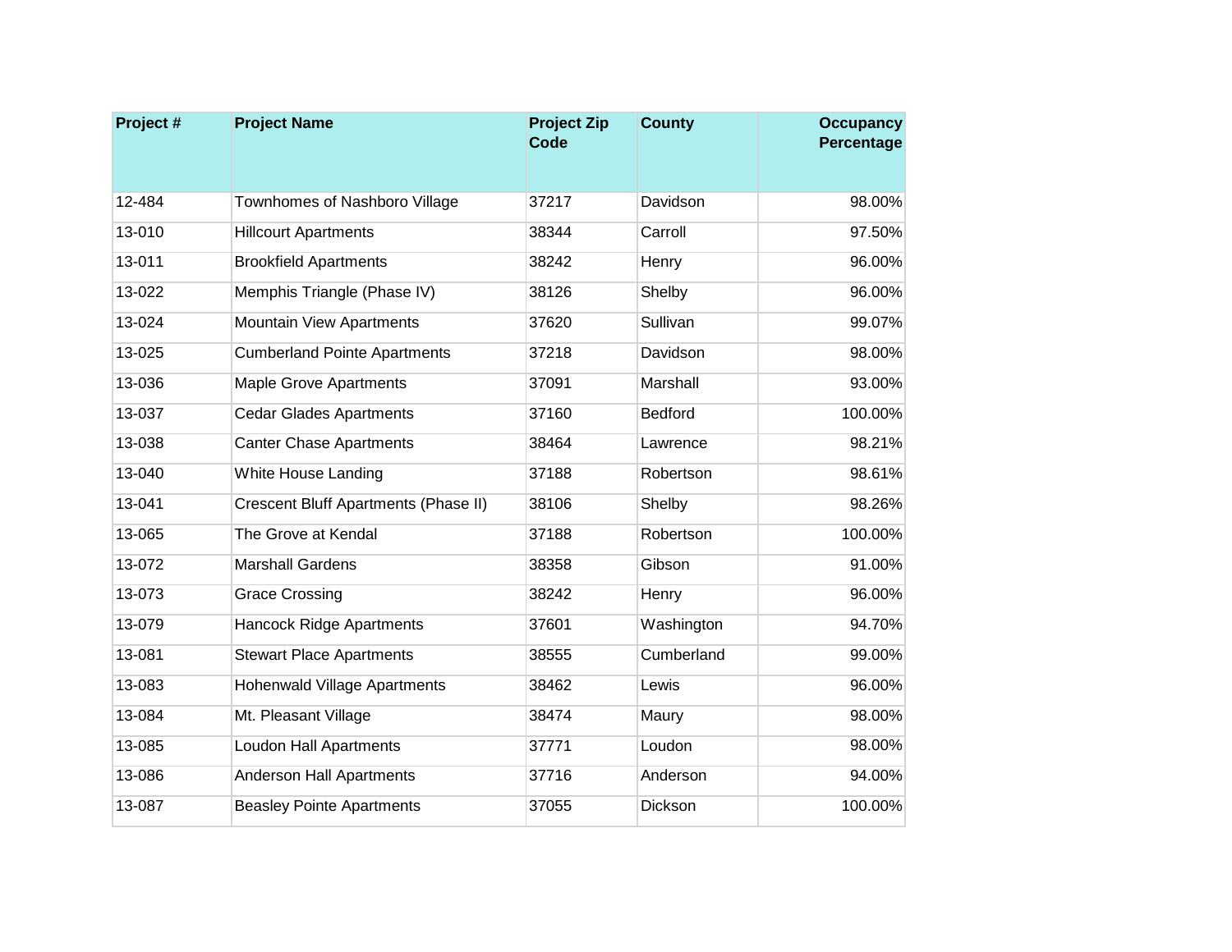| Project # | Project Name | Project Zip Code | County | Occupancy Percentage |
| --- | --- | --- | --- | --- |
| 12-484 | Townhomes of Nashboro Village | 37217 | Davidson | 98.00% |
| 13-010 | Hillcourt Apartments | 38344 | Carroll | 97.50% |
| 13-011 | Brookfield Apartments | 38242 | Henry | 96.00% |
| 13-022 | Memphis Triangle (Phase IV) | 38126 | Shelby | 96.00% |
| 13-024 | Mountain View Apartments | 37620 | Sullivan | 99.07% |
| 13-025 | Cumberland Pointe Apartments | 37218 | Davidson | 98.00% |
| 13-036 | Maple Grove Apartments | 37091 | Marshall | 93.00% |
| 13-037 | Cedar Glades Apartments | 37160 | Bedford | 100.00% |
| 13-038 | Canter Chase Apartments | 38464 | Lawrence | 98.21% |
| 13-040 | White House Landing | 37188 | Robertson | 98.61% |
| 13-041 | Crescent Bluff Apartments (Phase II) | 38106 | Shelby | 98.26% |
| 13-065 | The Grove at Kendal | 37188 | Robertson | 100.00% |
| 13-072 | Marshall Gardens | 38358 | Gibson | 91.00% |
| 13-073 | Grace Crossing | 38242 | Henry | 96.00% |
| 13-079 | Hancock Ridge Apartments | 37601 | Washington | 94.70% |
| 13-081 | Stewart Place Apartments | 38555 | Cumberland | 99.00% |
| 13-083 | Hohenwald Village Apartments | 38462 | Lewis | 96.00% |
| 13-084 | Mt. Pleasant Village | 38474 | Maury | 98.00% |
| 13-085 | Loudon Hall Apartments | 37771 | Loudon | 98.00% |
| 13-086 | Anderson Hall Apartments | 37716 | Anderson | 94.00% |
| 13-087 | Beasley Pointe Apartments | 37055 | Dickson | 100.00% |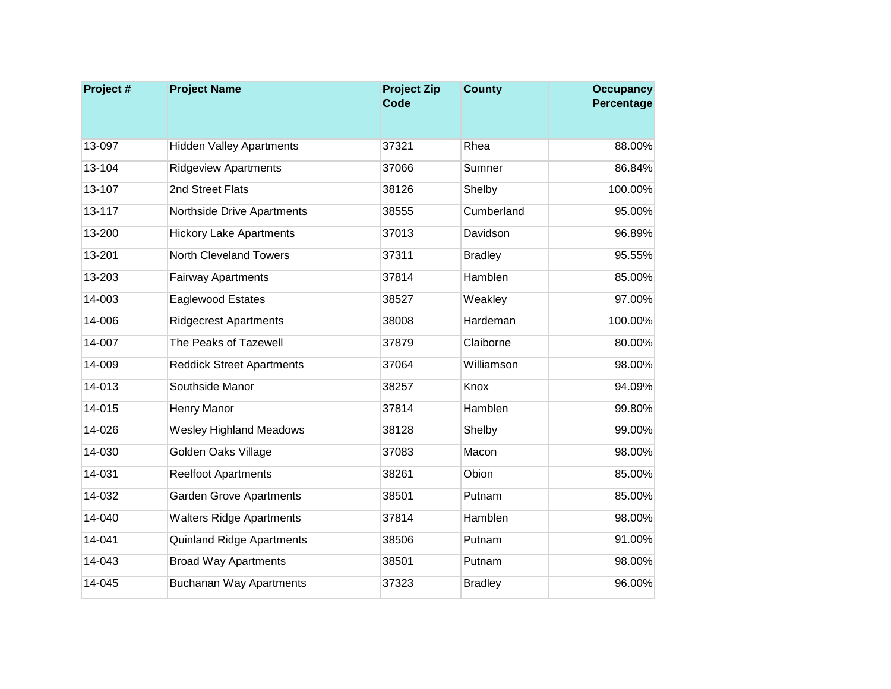| Project # | Project Name | Project Zip Code | County | Occupancy Percentage |
|---|---|---|---|---|
| 13-097 | Hidden Valley Apartments | 37321 | Rhea | 88.00% |
| 13-104 | Ridgeview Apartments | 37066 | Sumner | 86.84% |
| 13-107 | 2nd Street Flats | 38126 | Shelby | 100.00% |
| 13-117 | Northside Drive Apartments | 38555 | Cumberland | 95.00% |
| 13-200 | Hickory Lake Apartments | 37013 | Davidson | 96.89% |
| 13-201 | North Cleveland Towers | 37311 | Bradley | 95.55% |
| 13-203 | Fairway Apartments | 37814 | Hamblen | 85.00% |
| 14-003 | Eaglewood Estates | 38527 | Weakley | 97.00% |
| 14-006 | Ridgecrest Apartments | 38008 | Hardeman | 100.00% |
| 14-007 | The Peaks of Tazewell | 37879 | Claiborne | 80.00% |
| 14-009 | Reddick Street Apartments | 37064 | Williamson | 98.00% |
| 14-013 | Southside Manor | 38257 | Knox | 94.09% |
| 14-015 | Henry Manor | 37814 | Hamblen | 99.80% |
| 14-026 | Wesley Highland Meadows | 38128 | Shelby | 99.00% |
| 14-030 | Golden Oaks Village | 37083 | Macon | 98.00% |
| 14-031 | Reelfoot Apartments | 38261 | Obion | 85.00% |
| 14-032 | Garden Grove Apartments | 38501 | Putnam | 85.00% |
| 14-040 | Walters Ridge Apartments | 37814 | Hamblen | 98.00% |
| 14-041 | Quinland Ridge Apartments | 38506 | Putnam | 91.00% |
| 14-043 | Broad Way Apartments | 38501 | Putnam | 98.00% |
| 14-045 | Buchanan Way Apartments | 37323 | Bradley | 96.00% |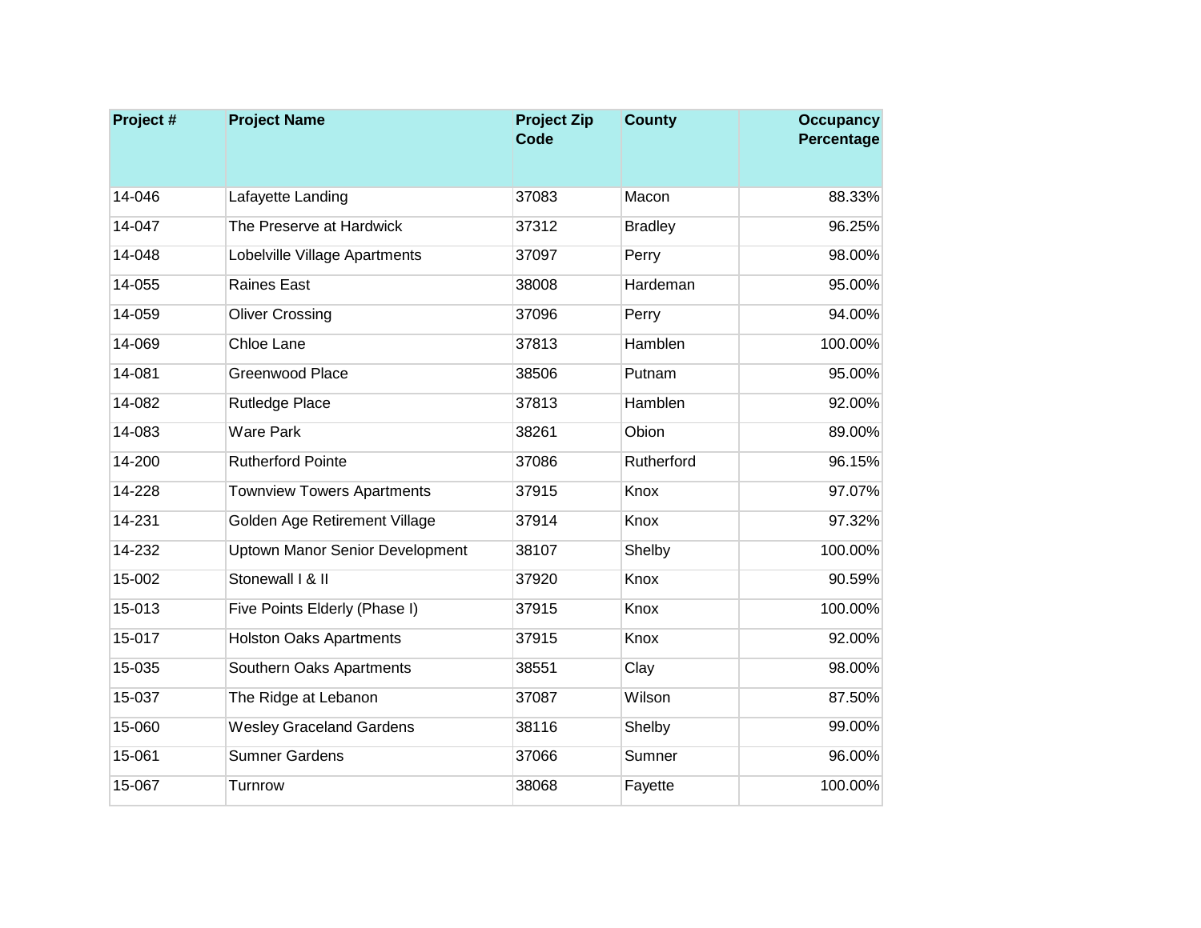| Project # | Project Name | Project Zip Code | County | Occupancy Percentage |
|---|---|---|---|---|
| 14-046 | Lafayette Landing | 37083 | Macon | 88.33% |
| 14-047 | The Preserve at Hardwick | 37312 | Bradley | 96.25% |
| 14-048 | Lobelville Village Apartments | 37097 | Perry | 98.00% |
| 14-055 | Raines East | 38008 | Hardeman | 95.00% |
| 14-059 | Oliver Crossing | 37096 | Perry | 94.00% |
| 14-069 | Chloe Lane | 37813 | Hamblen | 100.00% |
| 14-081 | Greenwood Place | 38506 | Putnam | 95.00% |
| 14-082 | Rutledge Place | 37813 | Hamblen | 92.00% |
| 14-083 | Ware Park | 38261 | Obion | 89.00% |
| 14-200 | Rutherford Pointe | 37086 | Rutherford | 96.15% |
| 14-228 | Townview Towers Apartments | 37915 | Knox | 97.07% |
| 14-231 | Golden Age Retirement Village | 37914 | Knox | 97.32% |
| 14-232 | Uptown Manor Senior Development | 38107 | Shelby | 100.00% |
| 15-002 | Stonewall I & II | 37920 | Knox | 90.59% |
| 15-013 | Five Points Elderly (Phase I) | 37915 | Knox | 100.00% |
| 15-017 | Holston Oaks Apartments | 37915 | Knox | 92.00% |
| 15-035 | Southern Oaks Apartments | 38551 | Clay | 98.00% |
| 15-037 | The Ridge at Lebanon | 37087 | Wilson | 87.50% |
| 15-060 | Wesley Graceland Gardens | 38116 | Shelby | 99.00% |
| 15-061 | Sumner Gardens | 37066 | Sumner | 96.00% |
| 15-067 | Turnrow | 38068 | Fayette | 100.00% |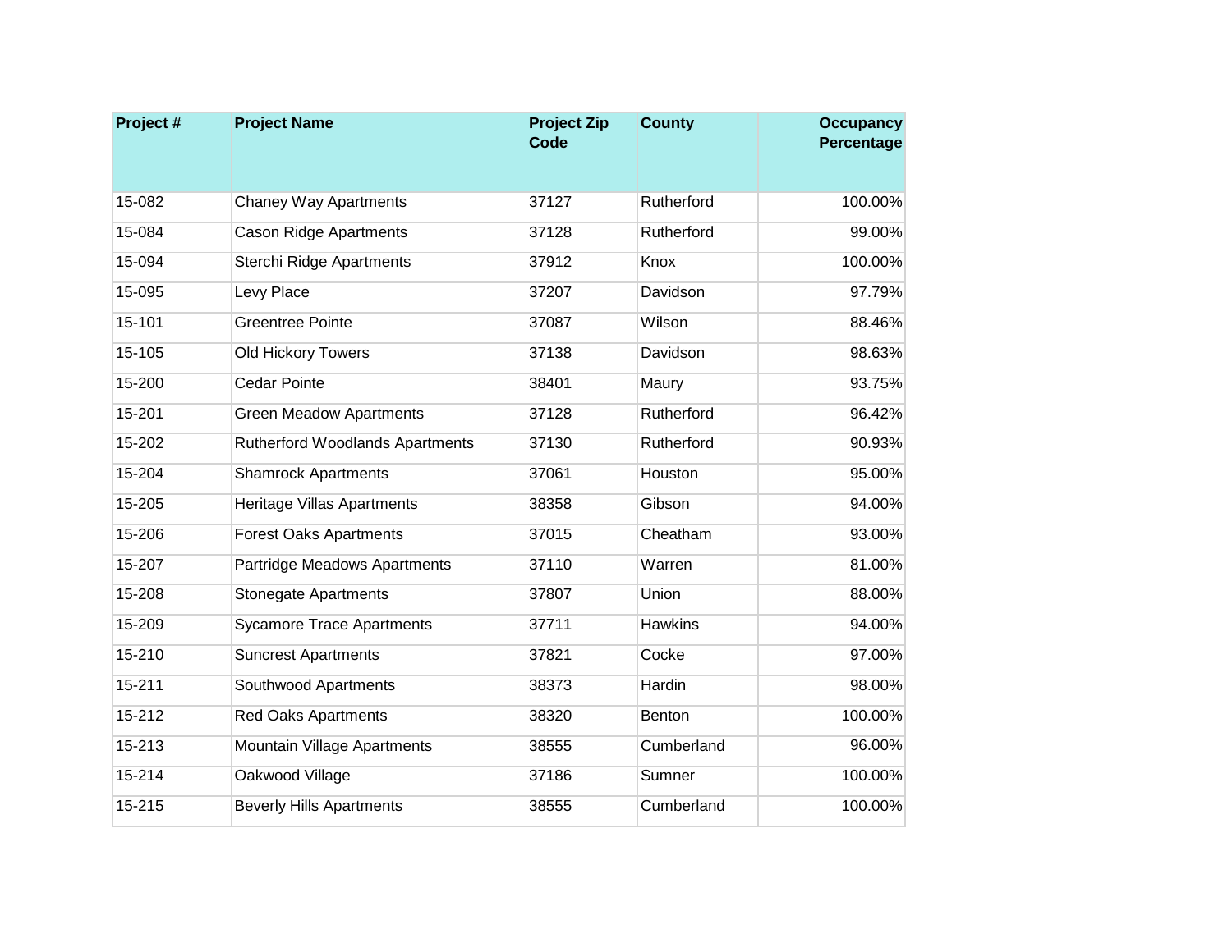| Project # | Project Name | Project Zip Code | County | Occupancy Percentage |
|---|---|---|---|---|
| 15-082 | Chaney Way Apartments | 37127 | Rutherford | 100.00% |
| 15-084 | Cason Ridge Apartments | 37128 | Rutherford | 99.00% |
| 15-094 | Sterchi Ridge Apartments | 37912 | Knox | 100.00% |
| 15-095 | Levy Place | 37207 | Davidson | 97.79% |
| 15-101 | Greentree Pointe | 37087 | Wilson | 88.46% |
| 15-105 | Old Hickory Towers | 37138 | Davidson | 98.63% |
| 15-200 | Cedar Pointe | 38401 | Maury | 93.75% |
| 15-201 | Green Meadow Apartments | 37128 | Rutherford | 96.42% |
| 15-202 | Rutherford Woodlands Apartments | 37130 | Rutherford | 90.93% |
| 15-204 | Shamrock Apartments | 37061 | Houston | 95.00% |
| 15-205 | Heritage Villas Apartments | 38358 | Gibson | 94.00% |
| 15-206 | Forest Oaks Apartments | 37015 | Cheatham | 93.00% |
| 15-207 | Partridge Meadows Apartments | 37110 | Warren | 81.00% |
| 15-208 | Stonegate Apartments | 37807 | Union | 88.00% |
| 15-209 | Sycamore Trace Apartments | 37711 | Hawkins | 94.00% |
| 15-210 | Suncrest Apartments | 37821 | Cocke | 97.00% |
| 15-211 | Southwood Apartments | 38373 | Hardin | 98.00% |
| 15-212 | Red Oaks Apartments | 38320 | Benton | 100.00% |
| 15-213 | Mountain Village Apartments | 38555 | Cumberland | 96.00% |
| 15-214 | Oakwood Village | 37186 | Sumner | 100.00% |
| 15-215 | Beverly Hills Apartments | 38555 | Cumberland | 100.00% |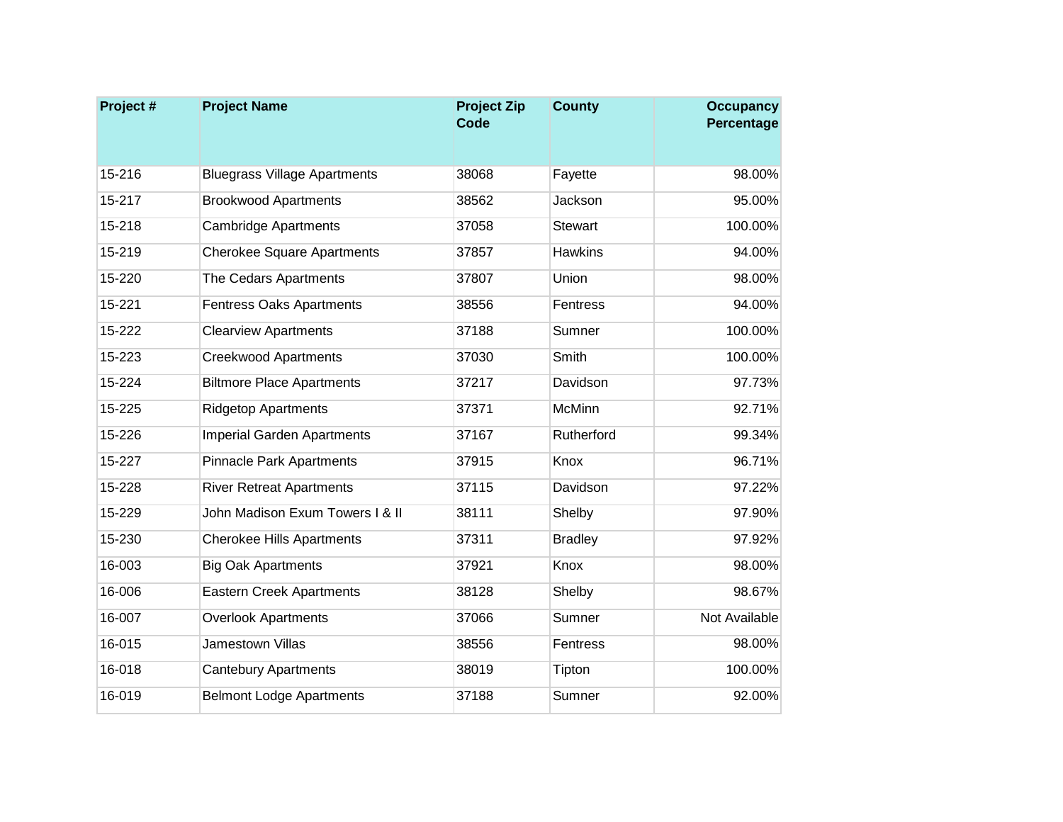| Project # | Project Name | Project Zip Code | County | Occupancy Percentage |
|---|---|---|---|---|
| 15-216 | Bluegrass Village Apartments | 38068 | Fayette | 98.00% |
| 15-217 | Brookwood Apartments | 38562 | Jackson | 95.00% |
| 15-218 | Cambridge Apartments | 37058 | Stewart | 100.00% |
| 15-219 | Cherokee Square Apartments | 37857 | Hawkins | 94.00% |
| 15-220 | The Cedars Apartments | 37807 | Union | 98.00% |
| 15-221 | Fentress Oaks Apartments | 38556 | Fentress | 94.00% |
| 15-222 | Clearview Apartments | 37188 | Sumner | 100.00% |
| 15-223 | Creekwood Apartments | 37030 | Smith | 100.00% |
| 15-224 | Biltmore Place Apartments | 37217 | Davidson | 97.73% |
| 15-225 | Ridgetop Apartments | 37371 | McMinn | 92.71% |
| 15-226 | Imperial Garden Apartments | 37167 | Rutherford | 99.34% |
| 15-227 | Pinnacle Park Apartments | 37915 | Knox | 96.71% |
| 15-228 | River Retreat Apartments | 37115 | Davidson | 97.22% |
| 15-229 | John Madison Exum Towers I & II | 38111 | Shelby | 97.90% |
| 15-230 | Cherokee Hills Apartments | 37311 | Bradley | 97.92% |
| 16-003 | Big Oak Apartments | 37921 | Knox | 98.00% |
| 16-006 | Eastern Creek Apartments | 38128 | Shelby | 98.67% |
| 16-007 | Overlook Apartments | 37066 | Sumner | Not Available |
| 16-015 | Jamestown Villas | 38556 | Fentress | 98.00% |
| 16-018 | Cantebury Apartments | 38019 | Tipton | 100.00% |
| 16-019 | Belmont Lodge Apartments | 37188 | Sumner | 92.00% |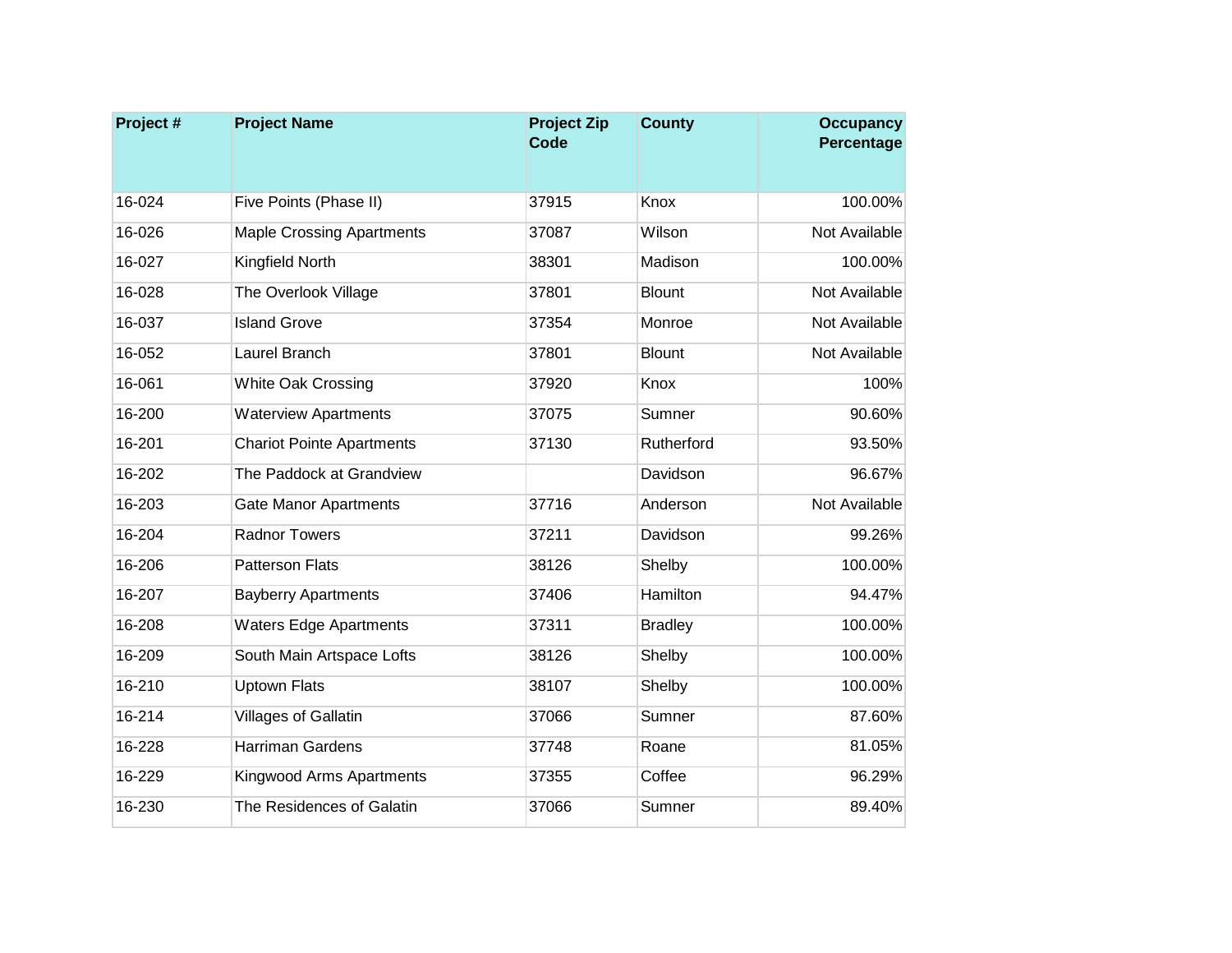| Project # | Project Name | Project Zip Code | County | Occupancy Percentage |
|---|---|---|---|---|
| 16-024 | Five Points (Phase II) | 37915 | Knox | 100.00% |
| 16-026 | Maple Crossing Apartments | 37087 | Wilson | Not Available |
| 16-027 | Kingfield North | 38301 | Madison | 100.00% |
| 16-028 | The Overlook Village | 37801 | Blount | Not Available |
| 16-037 | Island Grove | 37354 | Monroe | Not Available |
| 16-052 | Laurel Branch | 37801 | Blount | Not Available |
| 16-061 | White Oak Crossing | 37920 | Knox | 100% |
| 16-200 | Waterview Apartments | 37075 | Sumner | 90.60% |
| 16-201 | Chariot Pointe Apartments | 37130 | Rutherford | 93.50% |
| 16-202 | The Paddock at Grandview | | Davidson | 96.67% |
| 16-203 | Gate Manor Apartments | 37716 | Anderson | Not Available |
| 16-204 | Radnor Towers | 37211 | Davidson | 99.26% |
| 16-206 | Patterson Flats | 38126 | Shelby | 100.00% |
| 16-207 | Bayberry Apartments | 37406 | Hamilton | 94.47% |
| 16-208 | Waters Edge Apartments | 37311 | Bradley | 100.00% |
| 16-209 | South Main Artspace Lofts | 38126 | Shelby | 100.00% |
| 16-210 | Uptown Flats | 38107 | Shelby | 100.00% |
| 16-214 | Villages of Gallatin | 37066 | Sumner | 87.60% |
| 16-228 | Harriman Gardens | 37748 | Roane | 81.05% |
| 16-229 | Kingwood Arms Apartments | 37355 | Coffee | 96.29% |
| 16-230 | The Residences of Galatin | 37066 | Sumner | 89.40% |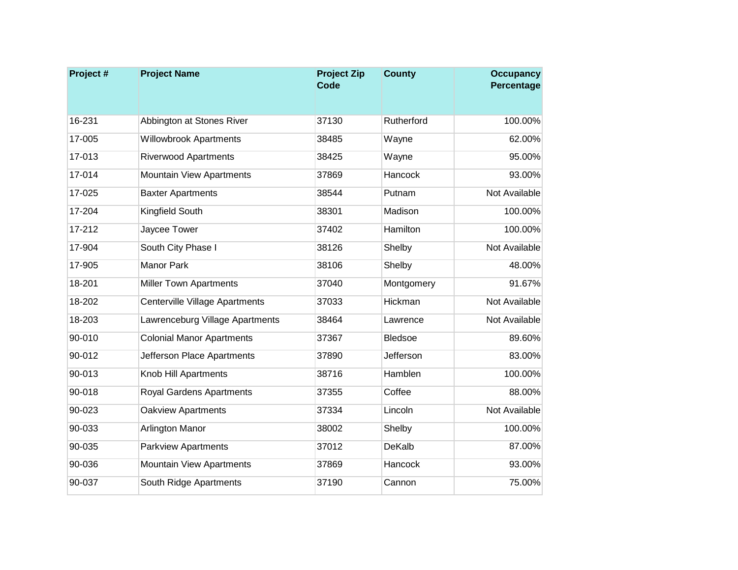| Project # | Project Name | Project Zip Code | County | Occupancy Percentage |
|---|---|---|---|---|
| 16-231 | Abbington at Stones River | 37130 | Rutherford | 100.00% |
| 17-005 | Willowbrook Apartments | 38485 | Wayne | 62.00% |
| 17-013 | Riverwood Apartments | 38425 | Wayne | 95.00% |
| 17-014 | Mountain View Apartments | 37869 | Hancock | 93.00% |
| 17-025 | Baxter Apartments | 38544 | Putnam | Not Available |
| 17-204 | Kingfield South | 38301 | Madison | 100.00% |
| 17-212 | Jaycee Tower | 37402 | Hamilton | 100.00% |
| 17-904 | South City Phase I | 38126 | Shelby | Not Available |
| 17-905 | Manor Park | 38106 | Shelby | 48.00% |
| 18-201 | Miller Town Apartments | 37040 | Montgomery | 91.67% |
| 18-202 | Centerville Village Apartments | 37033 | Hickman | Not Available |
| 18-203 | Lawrenceburg Village Apartments | 38464 | Lawrence | Not Available |
| 90-010 | Colonial Manor Apartments | 37367 | Bledsoe | 89.60% |
| 90-012 | Jefferson Place Apartments | 37890 | Jefferson | 83.00% |
| 90-013 | Knob Hill Apartments | 38716 | Hamblen | 100.00% |
| 90-018 | Royal Gardens Apartments | 37355 | Coffee | 88.00% |
| 90-023 | Oakview Apartments | 37334 | Lincoln | Not Available |
| 90-033 | Arlington Manor | 38002 | Shelby | 100.00% |
| 90-035 | Parkview Apartments | 37012 | DeKalb | 87.00% |
| 90-036 | Mountain View Apartments | 37869 | Hancock | 93.00% |
| 90-037 | South Ridge Apartments | 37190 | Cannon | 75.00% |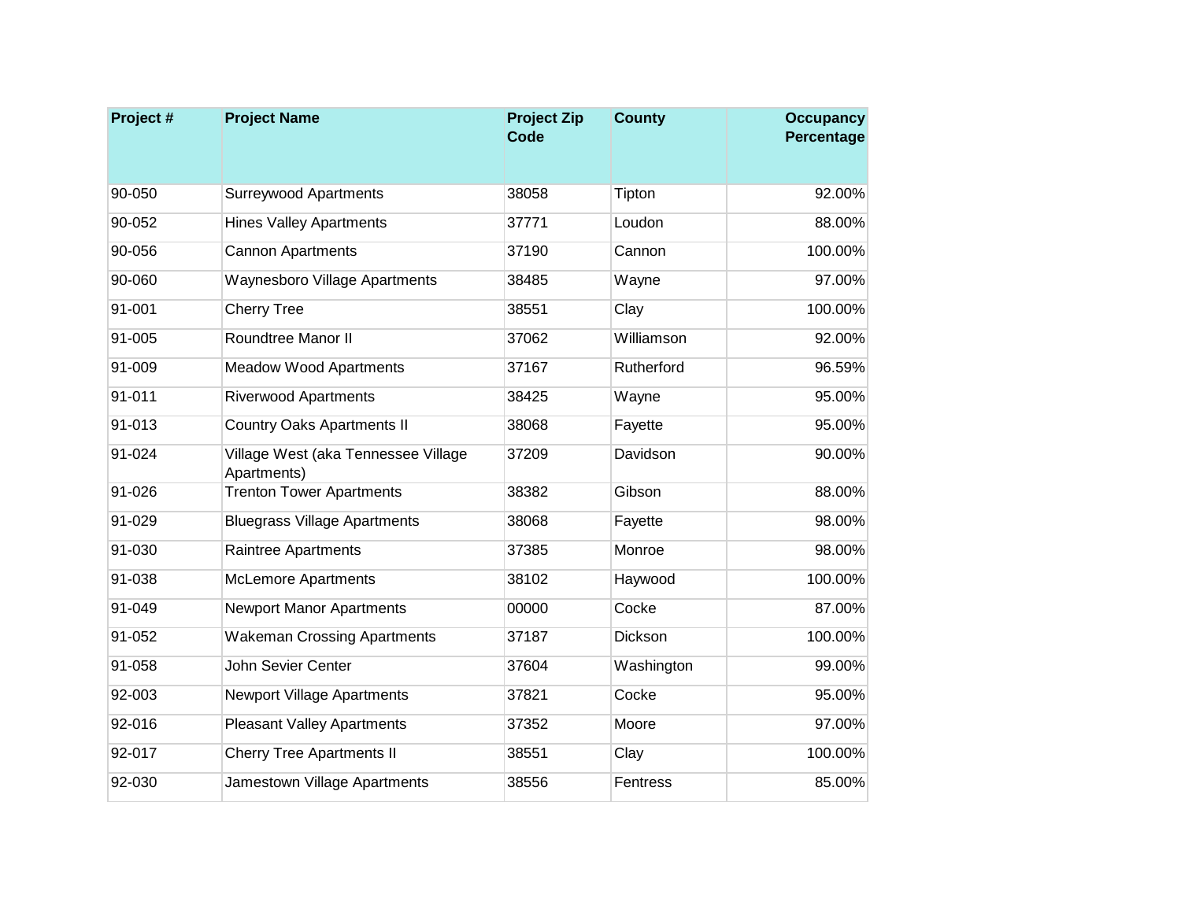| Project # | Project Name | Project Zip Code | County | Occupancy Percentage |
|---|---|---|---|---|
| 90-050 | Surreywood Apartments | 38058 | Tipton | 92.00% |
| 90-052 | Hines Valley Apartments | 37771 | Loudon | 88.00% |
| 90-056 | Cannon Apartments | 37190 | Cannon | 100.00% |
| 90-060 | Waynesboro Village Apartments | 38485 | Wayne | 97.00% |
| 91-001 | Cherry Tree | 38551 | Clay | 100.00% |
| 91-005 | Roundtree Manor II | 37062 | Williamson | 92.00% |
| 91-009 | Meadow Wood Apartments | 37167 | Rutherford | 96.59% |
| 91-011 | Riverwood Apartments | 38425 | Wayne | 95.00% |
| 91-013 | Country Oaks Apartments II | 38068 | Fayette | 95.00% |
| 91-024 | Village West (aka Tennessee Village Apartments) | 37209 | Davidson | 90.00% |
| 91-026 | Trenton Tower Apartments | 38382 | Gibson | 88.00% |
| 91-029 | Bluegrass Village Apartments | 38068 | Fayette | 98.00% |
| 91-030 | Raintree Apartments | 37385 | Monroe | 98.00% |
| 91-038 | McLemore Apartments | 38102 | Haywood | 100.00% |
| 91-049 | Newport Manor Apartments | 00000 | Cocke | 87.00% |
| 91-052 | Wakeman Crossing Apartments | 37187 | Dickson | 100.00% |
| 91-058 | John Sevier Center | 37604 | Washington | 99.00% |
| 92-003 | Newport Village Apartments | 37821 | Cocke | 95.00% |
| 92-016 | Pleasant Valley Apartments | 37352 | Moore | 97.00% |
| 92-017 | Cherry Tree Apartments II | 38551 | Clay | 100.00% |
| 92-030 | Jamestown Village Apartments | 38556 | Fentress | 85.00% |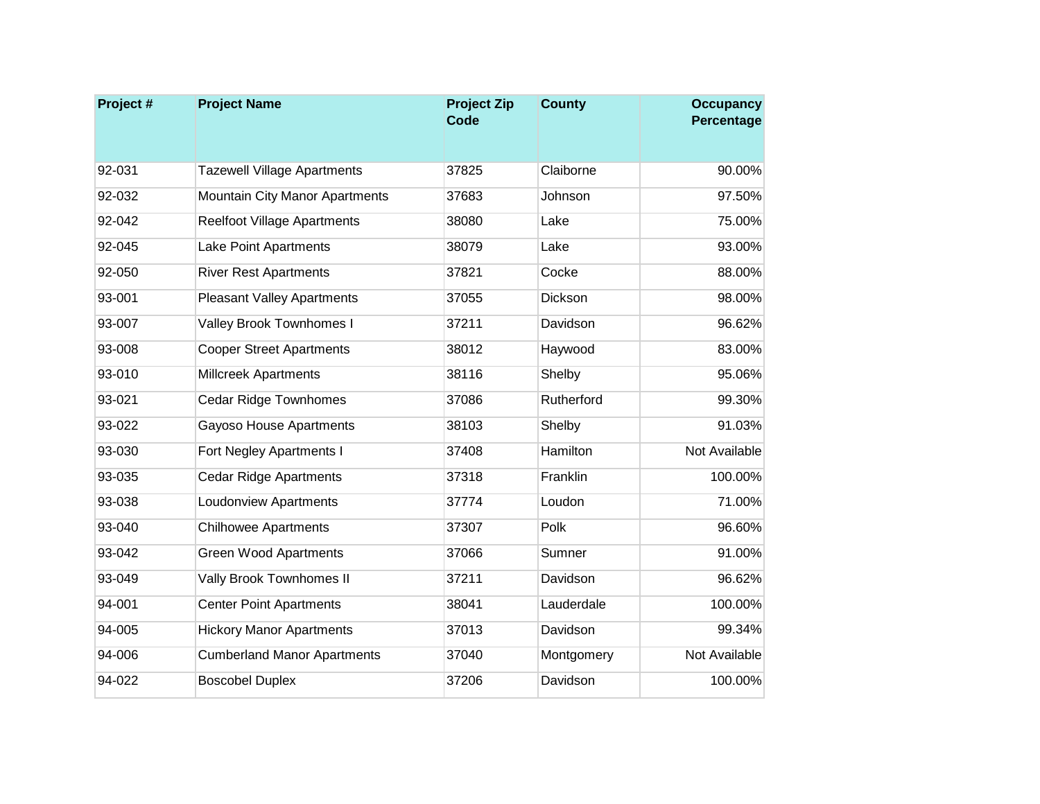| Project # | Project Name | Project Zip Code | County | Occupancy Percentage |
| --- | --- | --- | --- | --- |
| 92-031 | Tazewell Village Apartments | 37825 | Claiborne | 90.00% |
| 92-032 | Mountain City Manor Apartments | 37683 | Johnson | 97.50% |
| 92-042 | Reelfoot Village Apartments | 38080 | Lake | 75.00% |
| 92-045 | Lake Point Apartments | 38079 | Lake | 93.00% |
| 92-050 | River Rest Apartments | 37821 | Cocke | 88.00% |
| 93-001 | Pleasant Valley Apartments | 37055 | Dickson | 98.00% |
| 93-007 | Valley Brook Townhomes I | 37211 | Davidson | 96.62% |
| 93-008 | Cooper Street Apartments | 38012 | Haywood | 83.00% |
| 93-010 | Millcreek Apartments | 38116 | Shelby | 95.06% |
| 93-021 | Cedar Ridge Townhomes | 37086 | Rutherford | 99.30% |
| 93-022 | Gayoso House Apartments | 38103 | Shelby | 91.03% |
| 93-030 | Fort Negley Apartments I | 37408 | Hamilton | Not Available |
| 93-035 | Cedar Ridge Apartments | 37318 | Franklin | 100.00% |
| 93-038 | Loudonview Apartments | 37774 | Loudon | 71.00% |
| 93-040 | Chilhowee Apartments | 37307 | Polk | 96.60% |
| 93-042 | Green Wood Apartments | 37066 | Sumner | 91.00% |
| 93-049 | Vally Brook Townhomes II | 37211 | Davidson | 96.62% |
| 94-001 | Center Point Apartments | 38041 | Lauderdale | 100.00% |
| 94-005 | Hickory Manor Apartments | 37013 | Davidson | 99.34% |
| 94-006 | Cumberland Manor Apartments | 37040 | Montgomery | Not Available |
| 94-022 | Boscobel Duplex | 37206 | Davidson | 100.00% |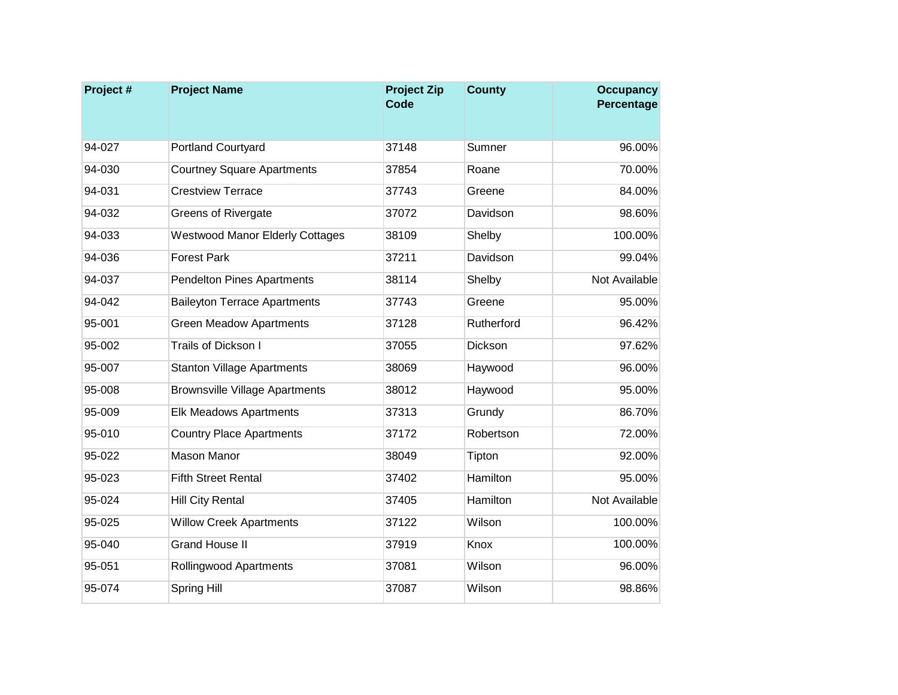| Project # | Project Name | Project Zip Code | County | Occupancy Percentage |
| --- | --- | --- | --- | --- |
| 94-027 | Portland Courtyard | 37148 | Sumner | 96.00% |
| 94-030 | Courtney Square Apartments | 37854 | Roane | 70.00% |
| 94-031 | Crestview Terrace | 37743 | Greene | 84.00% |
| 94-032 | Greens of Rivergate | 37072 | Davidson | 98.60% |
| 94-033 | Westwood Manor Elderly Cottages | 38109 | Shelby | 100.00% |
| 94-036 | Forest Park | 37211 | Davidson | 99.04% |
| 94-037 | Pendelton Pines Apartments | 38114 | Shelby | Not Available |
| 94-042 | Baileyton Terrace Apartments | 37743 | Greene | 95.00% |
| 95-001 | Green Meadow Apartments | 37128 | Rutherford | 96.42% |
| 95-002 | Trails of Dickson I | 37055 | Dickson | 97.62% |
| 95-007 | Stanton Village Apartments | 38069 | Haywood | 96.00% |
| 95-008 | Brownsville Village Apartments | 38012 | Haywood | 95.00% |
| 95-009 | Elk Meadows Apartments | 37313 | Grundy | 86.70% |
| 95-010 | Country Place Apartments | 37172 | Robertson | 72.00% |
| 95-022 | Mason Manor | 38049 | Tipton | 92.00% |
| 95-023 | Fifth Street Rental | 37402 | Hamilton | 95.00% |
| 95-024 | Hill City Rental | 37405 | Hamilton | Not Available |
| 95-025 | Willow Creek Apartments | 37122 | Wilson | 100.00% |
| 95-040 | Grand House II | 37919 | Knox | 100.00% |
| 95-051 | Rollingwood Apartments | 37081 | Wilson | 96.00% |
| 95-074 | Spring Hill | 37087 | Wilson | 98.86% |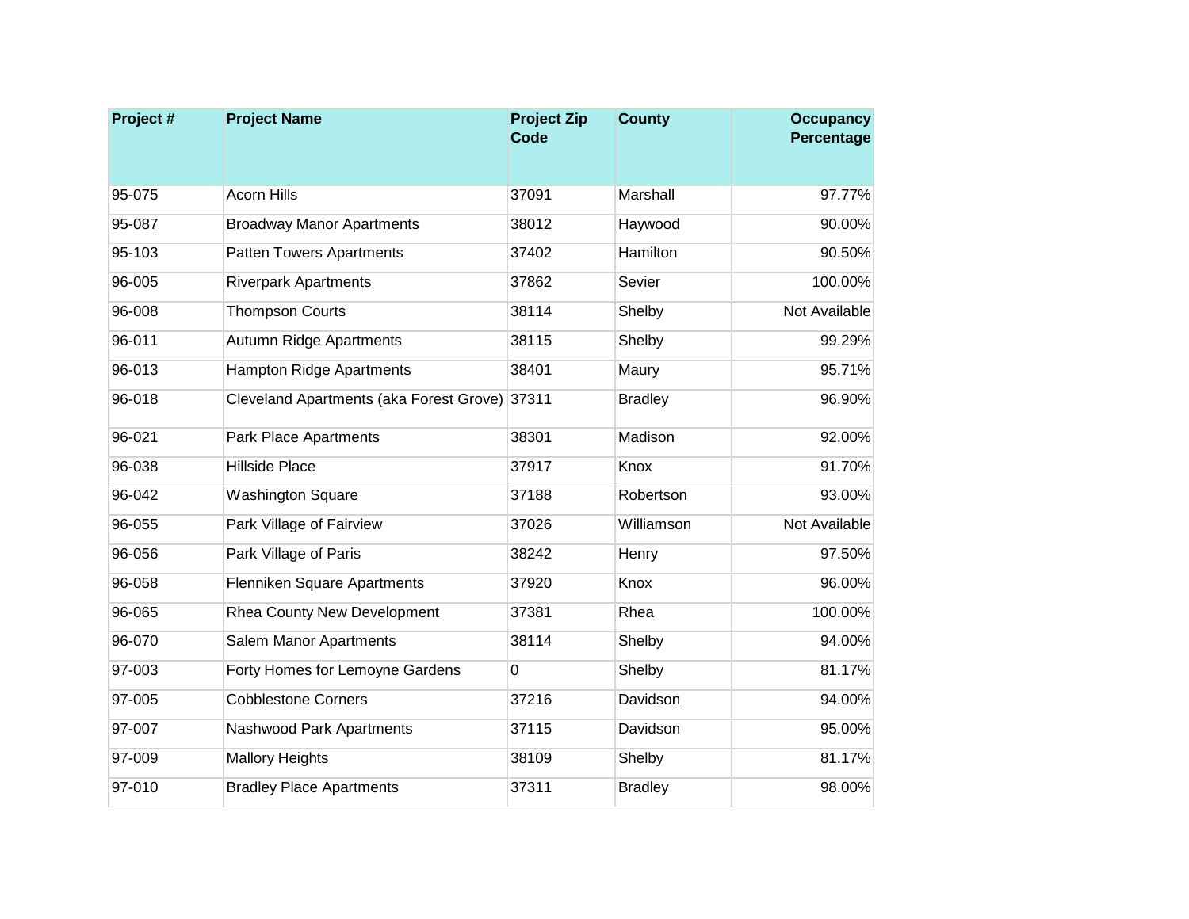| Project # | Project Name | Project Zip Code | County | Occupancy Percentage |
|---|---|---|---|---|
| 95-075 | Acorn Hills | 37091 | Marshall | 97.77% |
| 95-087 | Broadway Manor Apartments | 38012 | Haywood | 90.00% |
| 95-103 | Patten Towers Apartments | 37402 | Hamilton | 90.50% |
| 96-005 | Riverpark Apartments | 37862 | Sevier | 100.00% |
| 96-008 | Thompson Courts | 38114 | Shelby | Not Available |
| 96-011 | Autumn Ridge Apartments | 38115 | Shelby | 99.29% |
| 96-013 | Hampton Ridge Apartments | 38401 | Maury | 95.71% |
| 96-018 | Cleveland Apartments (aka Forest Grove) | 37311 | Bradley | 96.90% |
| 96-021 | Park Place Apartments | 38301 | Madison | 92.00% |
| 96-038 | Hillside Place | 37917 | Knox | 91.70% |
| 96-042 | Washington Square | 37188 | Robertson | 93.00% |
| 96-055 | Park Village of Fairview | 37026 | Williamson | Not Available |
| 96-056 | Park Village of Paris | 38242 | Henry | 97.50% |
| 96-058 | Flenniken Square Apartments | 37920 | Knox | 96.00% |
| 96-065 | Rhea County New Development | 37381 | Rhea | 100.00% |
| 96-070 | Salem Manor Apartments | 38114 | Shelby | 94.00% |
| 97-003 | Forty Homes for Lemoyne Gardens | 0 | Shelby | 81.17% |
| 97-005 | Cobblestone Corners | 37216 | Davidson | 94.00% |
| 97-007 | Nashwood Park Apartments | 37115 | Davidson | 95.00% |
| 97-009 | Mallory Heights | 38109 | Shelby | 81.17% |
| 97-010 | Bradley Place Apartments | 37311 | Bradley | 98.00% |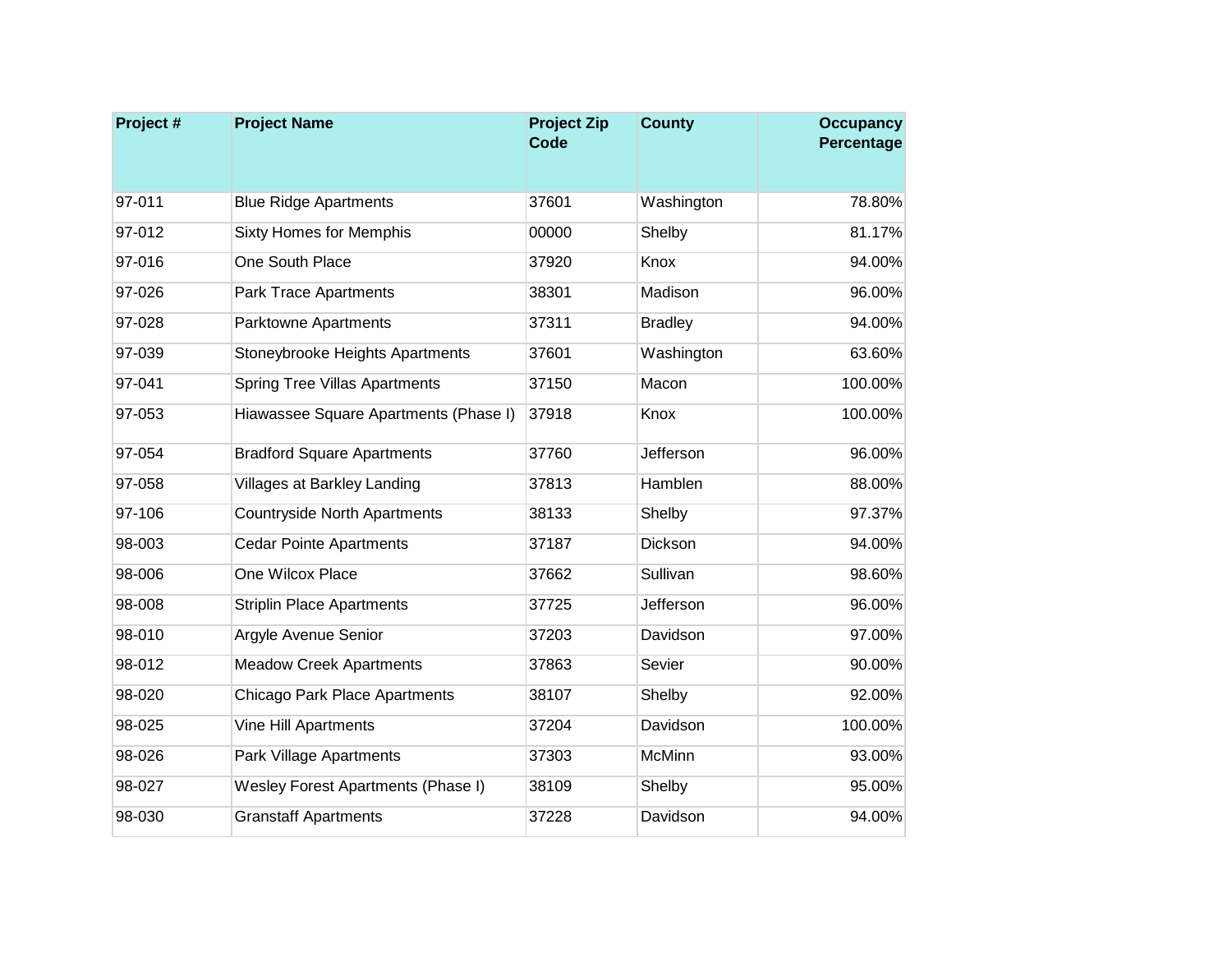| Project # | Project Name | Project Zip Code | County | Occupancy Percentage |
|---|---|---|---|---|
| 97-011 | Blue Ridge Apartments | 37601 | Washington | 78.80% |
| 97-012 | Sixty Homes for Memphis | 00000 | Shelby | 81.17% |
| 97-016 | One South Place | 37920 | Knox | 94.00% |
| 97-026 | Park Trace Apartments | 38301 | Madison | 96.00% |
| 97-028 | Parktowne Apartments | 37311 | Bradley | 94.00% |
| 97-039 | Stoneybrooke Heights Apartments | 37601 | Washington | 63.60% |
| 97-041 | Spring Tree Villas Apartments | 37150 | Macon | 100.00% |
| 97-053 | Hiawassee Square Apartments (Phase I) | 37918 | Knox | 100.00% |
| 97-054 | Bradford Square Apartments | 37760 | Jefferson | 96.00% |
| 97-058 | Villages at Barkley Landing | 37813 | Hamblen | 88.00% |
| 97-106 | Countryside North Apartments | 38133 | Shelby | 97.37% |
| 98-003 | Cedar Pointe Apartments | 37187 | Dickson | 94.00% |
| 98-006 | One Wilcox Place | 37662 | Sullivan | 98.60% |
| 98-008 | Striplin Place Apartments | 37725 | Jefferson | 96.00% |
| 98-010 | Argyle Avenue Senior | 37203 | Davidson | 97.00% |
| 98-012 | Meadow Creek Apartments | 37863 | Sevier | 90.00% |
| 98-020 | Chicago Park Place Apartments | 38107 | Shelby | 92.00% |
| 98-025 | Vine Hill Apartments | 37204 | Davidson | 100.00% |
| 98-026 | Park Village Apartments | 37303 | McMinn | 93.00% |
| 98-027 | Wesley Forest Apartments (Phase I) | 38109 | Shelby | 95.00% |
| 98-030 | Granstaff Apartments | 37228 | Davidson | 94.00% |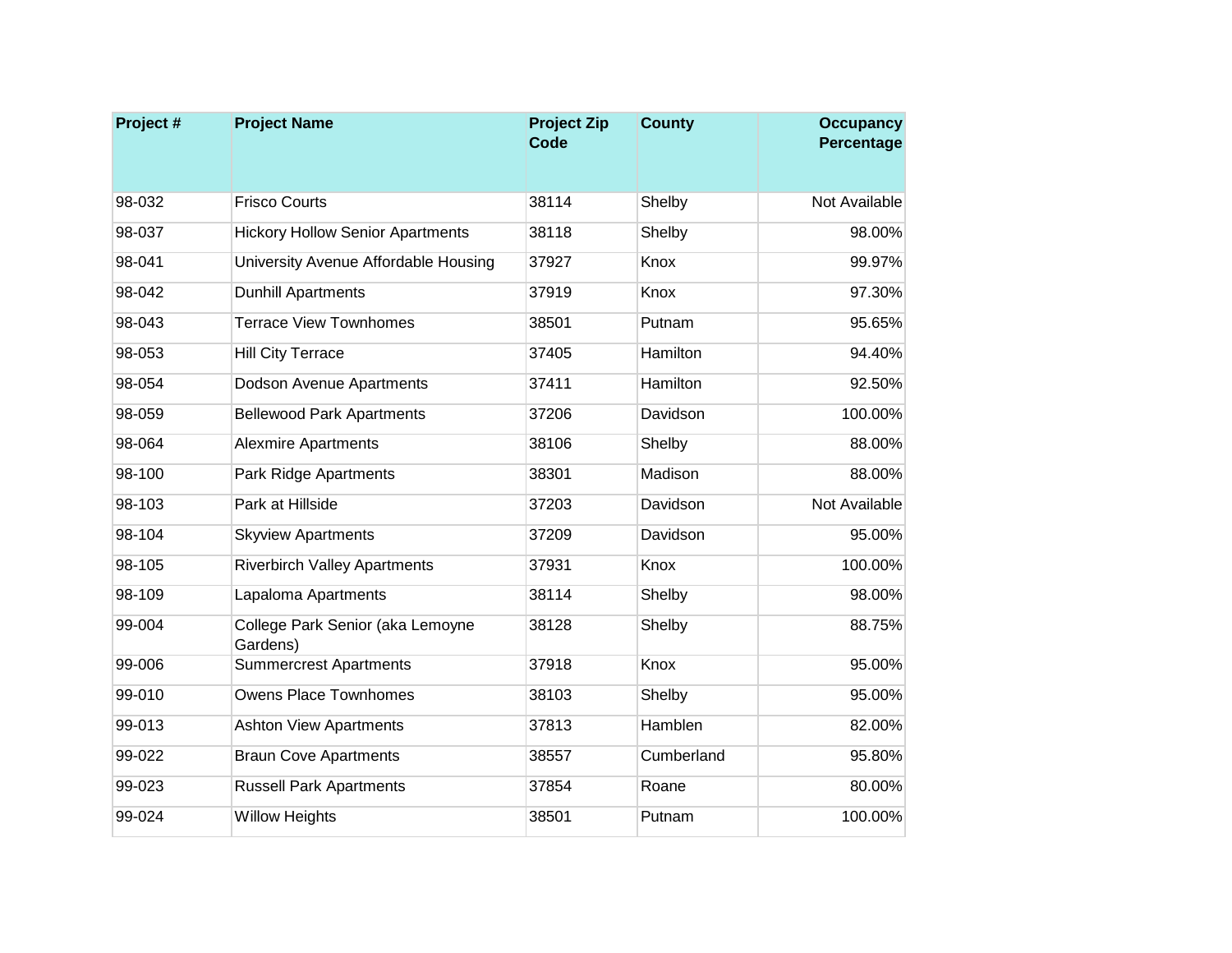| Project # | Project Name | Project Zip Code | County | Occupancy Percentage |
|---|---|---|---|---|
| 98-032 | Frisco Courts | 38114 | Shelby | Not Available |
| 98-037 | Hickory Hollow Senior Apartments | 38118 | Shelby | 98.00% |
| 98-041 | University Avenue Affordable Housing | 37927 | Knox | 99.97% |
| 98-042 | Dunhill Apartments | 37919 | Knox | 97.30% |
| 98-043 | Terrace View Townhomes | 38501 | Putnam | 95.65% |
| 98-053 | Hill City Terrace | 37405 | Hamilton | 94.40% |
| 98-054 | Dodson Avenue Apartments | 37411 | Hamilton | 92.50% |
| 98-059 | Bellewood Park Apartments | 37206 | Davidson | 100.00% |
| 98-064 | Alexmire Apartments | 38106 | Shelby | 88.00% |
| 98-100 | Park Ridge Apartments | 38301 | Madison | 88.00% |
| 98-103 | Park at Hillside | 37203 | Davidson | Not Available |
| 98-104 | Skyview Apartments | 37209 | Davidson | 95.00% |
| 98-105 | Riverbirch Valley Apartments | 37931 | Knox | 100.00% |
| 98-109 | Lapaloma Apartments | 38114 | Shelby | 98.00% |
| 99-004 | College Park Senior (aka Lemoyne Gardens) | 38128 | Shelby | 88.75% |
| 99-006 | Summercrest Apartments | 37918 | Knox | 95.00% |
| 99-010 | Owens Place Townhomes | 38103 | Shelby | 95.00% |
| 99-013 | Ashton View Apartments | 37813 | Hamblen | 82.00% |
| 99-022 | Braun Cove Apartments | 38557 | Cumberland | 95.80% |
| 99-023 | Russell Park Apartments | 37854 | Roane | 80.00% |
| 99-024 | Willow Heights | 38501 | Putnam | 100.00% |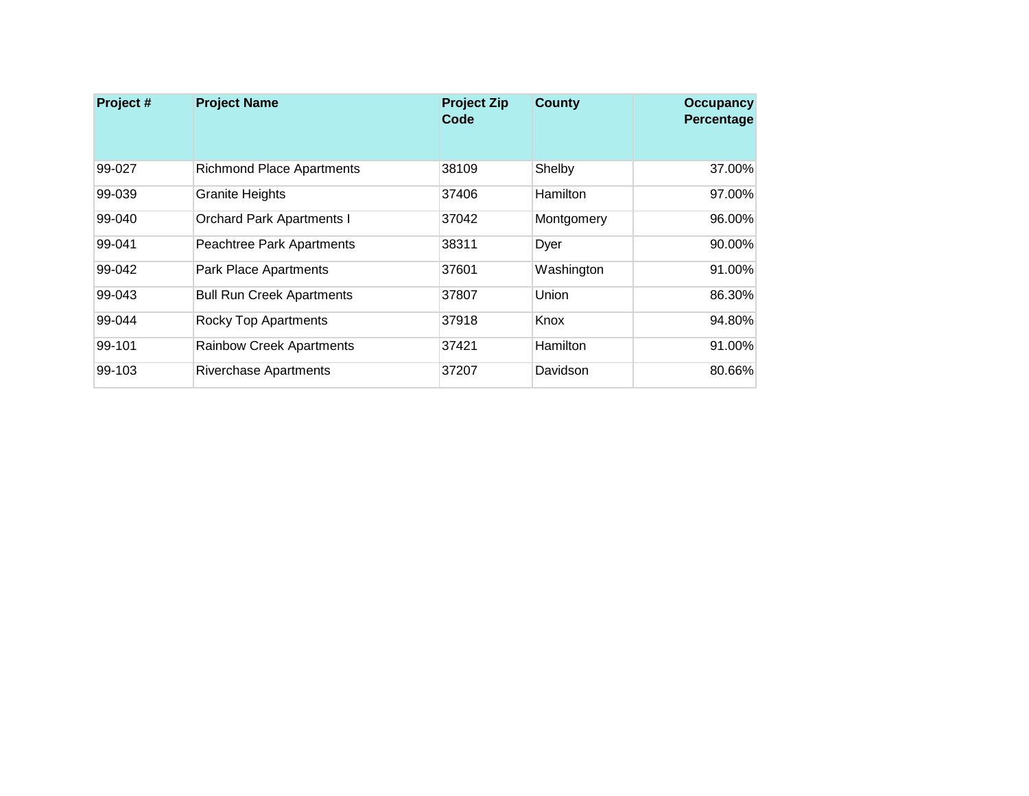| Project # | Project Name | Project Zip Code | County | Occupancy Percentage |
|---|---|---|---|---|
| 99-027 | Richmond Place Apartments | 38109 | Shelby | 37.00% |
| 99-039 | Granite Heights | 37406 | Hamilton | 97.00% |
| 99-040 | Orchard Park Apartments I | 37042 | Montgomery | 96.00% |
| 99-041 | Peachtree Park Apartments | 38311 | Dyer | 90.00% |
| 99-042 | Park Place Apartments | 37601 | Washington | 91.00% |
| 99-043 | Bull Run Creek Apartments | 37807 | Union | 86.30% |
| 99-044 | Rocky Top Apartments | 37918 | Knox | 94.80% |
| 99-101 | Rainbow Creek Apartments | 37421 | Hamilton | 91.00% |
| 99-103 | Riverchase Apartments | 37207 | Davidson | 80.66% |